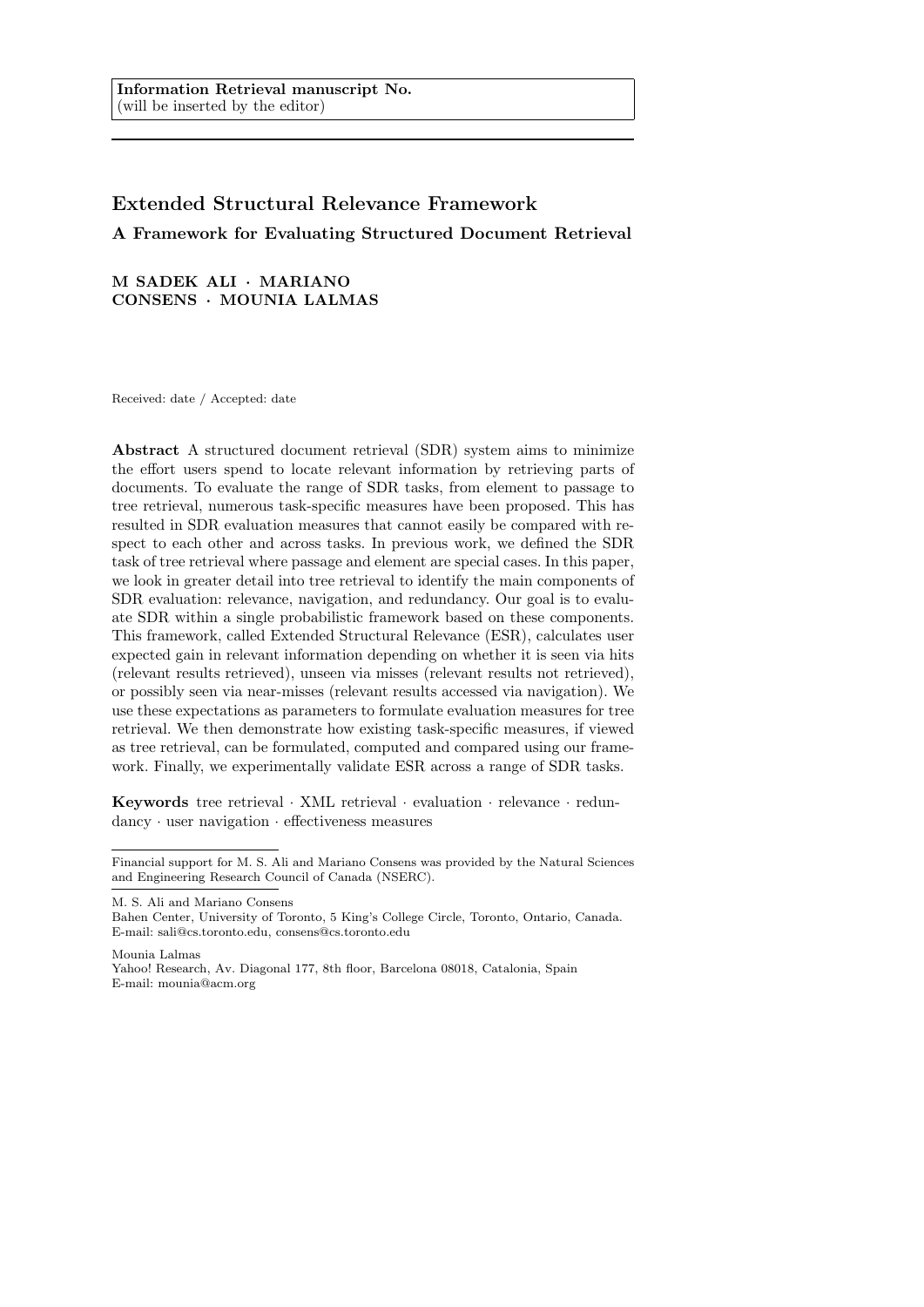Information Retrieval manuscript No.
(will be inserted by the editor)

# Extended Structural Relevance Framework

## A Framework for Evaluating Structured Document Retrieval

**M SADEK ALI · MARIANO CONSENS · MOUNIA LALMAS**

Received: date / Accepted: date

**Abstract** A structured document retrieval (SDR) system aims to minimize the effort users spend to locate relevant information by retrieving parts of documents. To evaluate the range of SDR tasks, from element to passage to tree retrieval, numerous task-specific measures have been proposed. This has resulted in SDR evaluation measures that cannot easily be compared with respect to each other and across tasks. In previous work, we defined the SDR task of tree retrieval where passage and element are special cases. In this paper, we look in greater detail into tree retrieval to identify the main components of SDR evaluation: relevance, navigation, and redundancy. Our goal is to evaluate SDR within a single probabilistic framework based on these components. This framework, called Extended Structural Relevance (ESR), calculates user expected gain in relevant information depending on whether it is seen via hits (relevant results retrieved), unseen via misses (relevant results not retrieved), or possibly seen via near-misses (relevant results accessed via navigation). We use these expectations as parameters to formulate evaluation measures for tree retrieval. We then demonstrate how existing task-specific measures, if viewed as tree retrieval, can be formulated, computed and compared using our framework. Finally, we experimentally validate ESR across a range of SDR tasks.

**Keywords** tree retrieval · XML retrieval · evaluation · relevance · redundancy · user navigation · effectiveness measures

Financial support for M. S. Ali and Mariano Consens was provided by the Natural Sciences and Engineering Research Council of Canada (NSERC).

M. S. Ali and Mariano Consens
Bahen Center, University of Toronto, 5 King's College Circle, Toronto, Ontario, Canada.
E-mail: sali@cs.toronto.edu, consens@cs.toronto.edu

Mounia Lalmas
Yahoo! Research, Av. Diagonal 177, 8th floor, Barcelona 08018, Catalonia, Spain
E-mail: mounia@acm.org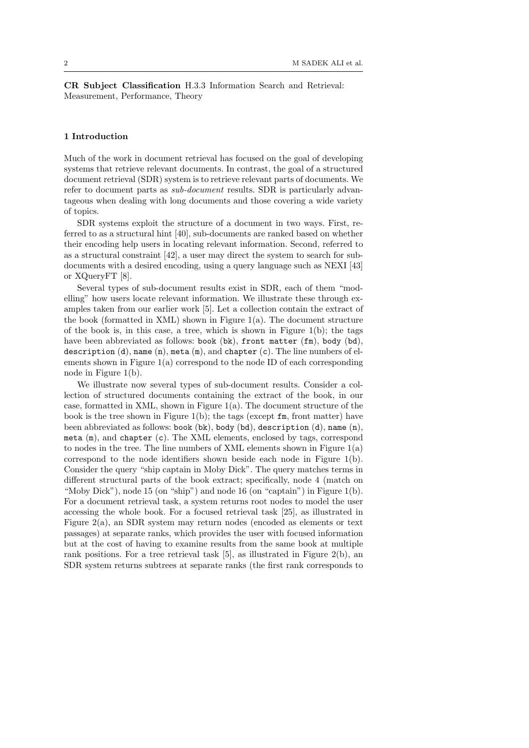**CR Subject Classification** H.3.3 Information Search and Retrieval: Measurement, Performance, Theory

## 1 Introduction

Much of the work in document retrieval has focused on the goal of developing systems that retrieve relevant documents. In contrast, the goal of a structured document retrieval (SDR) system is to retrieve relevant parts of documents. We refer to document parts as *sub-document* results. SDR is particularly advantageous when dealing with long documents and those covering a wide variety of topics.

SDR systems exploit the structure of a document in two ways. First, referred to as a structural hint [40], sub-documents are ranked based on whether their encoding help users in locating relevant information. Second, referred to as a structural constraint [42], a user may direct the system to search for sub-documents with a desired encoding, using a query language such as NEXI [43] or XQueryFT [8].

Several types of sub-document results exist in SDR, each of them "modelling" how users locate relevant information. We illustrate these through examples taken from our earlier work [5]. Let a collection contain the extract of the book (formatted in XML) shown in Figure 1(a). The document structure of the book is, in this case, a tree, which is shown in Figure 1(b); the tags have been abbreviated as follows: `book` (`bk`), `front matter` (`fm`), `body` (`bd`), `description` (`d`), `name` (`n`), `meta` (`m`), and `chapter` (`c`). The line numbers of elements shown in Figure 1(a) correspond to the node ID of each corresponding node in Figure 1(b).

We illustrate now several types of sub-document results. Consider a collection of structured documents containing the extract of the book, in our case, formatted in XML, shown in Figure 1(a). The document structure of the book is the tree shown in Figure 1(b); the tags (except `fm`, front matter) have been abbreviated as follows: `book` (`bk`), `body` (`bd`), `description` (`d`), `name` (`n`), `meta` (`m`), and `chapter` (`c`). The XML elements, enclosed by tags, correspond to nodes in the tree. The line numbers of XML elements shown in Figure 1(a) correspond to the node identifiers shown beside each node in Figure 1(b). Consider the query "ship captain in Moby Dick". The query matches terms in different structural parts of the book extract; specifically, node 4 (match on "Moby Dick"), node 15 (on "ship") and node 16 (on "captain") in Figure 1(b). For a document retrieval task, a system returns root nodes to model the user accessing the whole book. For a focused retrieval task [25], as illustrated in Figure 2(a), an SDR system may return nodes (encoded as elements or text passages) at separate ranks, which provides the user with focused information but at the cost of having to examine results from the same book at multiple rank positions. For a tree retrieval task [5], as illustrated in Figure 2(b), an SDR system returns subtrees at separate ranks (the first rank corresponds to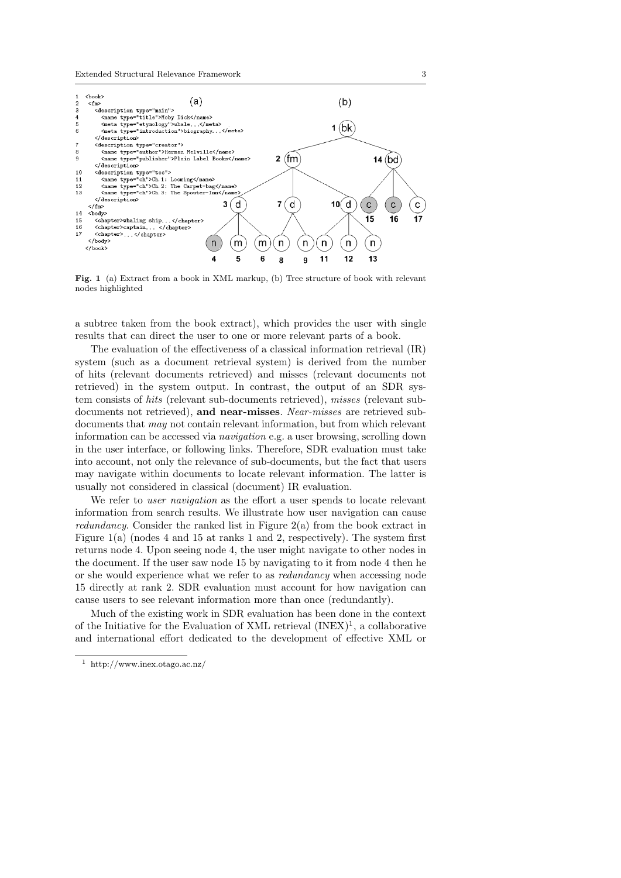```
1   <book>
2     <fm>
3       <description type="main">
4         <name type="title">Moby Dick</name>
5         <meta type="etymology">whale,..</meta>
6         <meta type="introduction">biography...</meta>
        </description>
7       <description type="creator">
8         <name type="author">Herman Melville</name>
9         <name type="publisher">Plain Label Books</name>
        </description>
10      <description type="toc">
11        <name type="ch">Ch.1: Looming</name>
12        <name type="ch">Ch.2: The Carpet-bag</name>
13        <name type="ch">Ch.3: The Spouter-Inn</name>
        </description>
      </fm>
14    <body>
15      <chapter>whaling ship...</chapter>
16      <chapter>captain,... </chapter>
17      <chapter>...</chapter>
      </body>
    </book>
```

**Fig. 1** (a) Extract from a book in XML markup, (b) Tree structure of book with relevant nodes highlighted

a subtree taken from the book extract), which provides the user with single results that can direct the user to one or more relevant parts of a book.

The evaluation of the effectiveness of a classical information retrieval (IR) system (such as a document retrieval system) is derived from the number of hits (relevant documents retrieved) and misses (relevant documents not retrieved) in the system output. In contrast, the output of an SDR system consists of *hits* (relevant sub-documents retrieved), *misses* (relevant sub-documents not retrieved), **and near-misses**. *Near-misses* are retrieved sub-documents that *may* not contain relevant information, but from which relevant information can be accessed via *navigation* e.g. a user browsing, scrolling down in the user interface, or following links. Therefore, SDR evaluation must take into account, not only the relevance of sub-documents, but the fact that users may navigate within documents to locate relevant information. The latter is usually not considered in classical (document) IR evaluation.

We refer to *user navigation* as the effort a user spends to locate relevant information from search results. We illustrate how user navigation can cause *redundancy*. Consider the ranked list in Figure 2(a) from the book extract in Figure 1(a) (nodes 4 and 15 at ranks 1 and 2, respectively). The system first returns node 4. Upon seeing node 4, the user might navigate to other nodes in the document. If the user saw node 15 by navigating to it from node 4 then he or she would experience what we refer to as *redundancy* when accessing node 15 directly at rank 2. SDR evaluation must account for how navigation can cause users to see relevant information more than once (redundantly).

Much of the existing work in SDR evaluation has been done in the context of the Initiative for the Evaluation of XML retrieval (INEX)[1], a collaborative and international effort dedicated to the development of effective XML or

[1] http://www.inex.otago.ac.nz/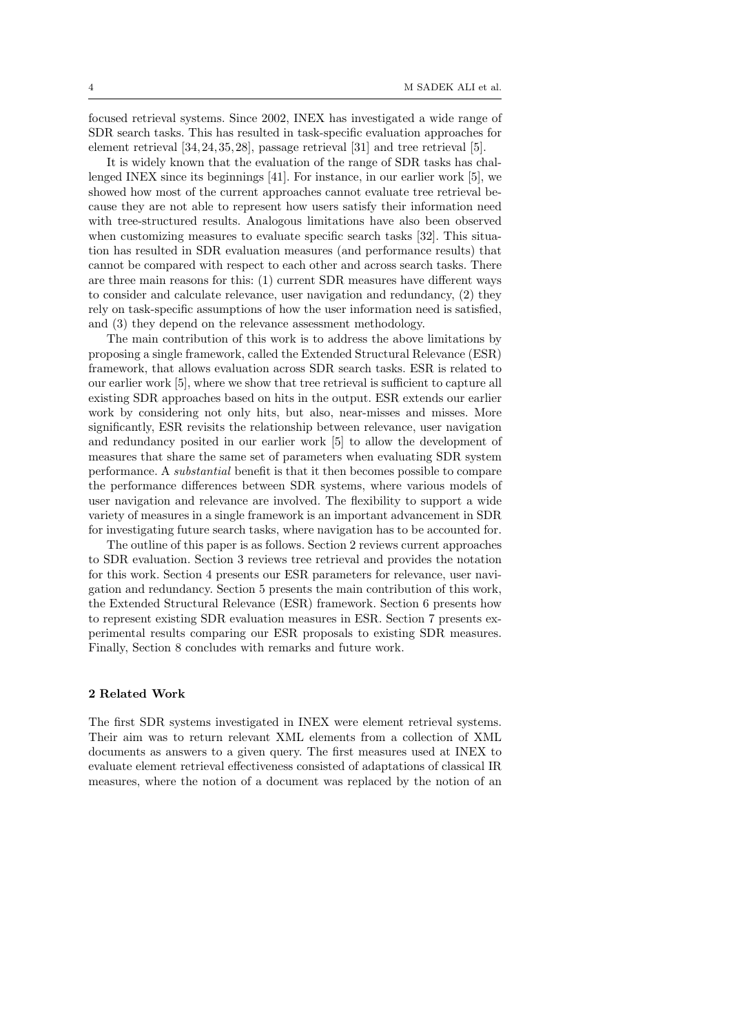focused retrieval systems. Since 2002, INEX has investigated a wide range of SDR search tasks. This has resulted in task-specific evaluation approaches for element retrieval [34, 24, 35, 28], passage retrieval [31] and tree retrieval [5].

It is widely known that the evaluation of the range of SDR tasks has challenged INEX since its beginnings [41]. For instance, in our earlier work [5], we showed how most of the current approaches cannot evaluate tree retrieval because they are not able to represent how users satisfy their information need with tree-structured results. Analogous limitations have also been observed when customizing measures to evaluate specific search tasks [32]. This situation has resulted in SDR evaluation measures (and performance results) that cannot be compared with respect to each other and across search tasks. There are three main reasons for this: (1) current SDR measures have different ways to consider and calculate relevance, user navigation and redundancy, (2) they rely on task-specific assumptions of how the user information need is satisfied, and (3) they depend on the relevance assessment methodology.

The main contribution of this work is to address the above limitations by proposing a single framework, called the Extended Structural Relevance (ESR) framework, that allows evaluation across SDR search tasks. ESR is related to our earlier work [5], where we show that tree retrieval is sufficient to capture all existing SDR approaches based on hits in the output. ESR extends our earlier work by considering not only hits, but also, near-misses and misses. More significantly, ESR revisits the relationship between relevance, user navigation and redundancy posited in our earlier work [5] to allow the development of measures that share the same set of parameters when evaluating SDR system performance. A *substantial* benefit is that it then becomes possible to compare the performance differences between SDR systems, where various models of user navigation and relevance are involved. The flexibility to support a wide variety of measures in a single framework is an important advancement in SDR for investigating future search tasks, where navigation has to be accounted for.

The outline of this paper is as follows. Section 2 reviews current approaches to SDR evaluation. Section 3 reviews tree retrieval and provides the notation for this work. Section 4 presents our ESR parameters for relevance, user navigation and redundancy. Section 5 presents the main contribution of this work, the Extended Structural Relevance (ESR) framework. Section 6 presents how to represent existing SDR evaluation measures in ESR. Section 7 presents experimental results comparing our ESR proposals to existing SDR measures. Finally, Section 8 concludes with remarks and future work.

## 2 Related Work

The first SDR systems investigated in INEX were element retrieval systems. Their aim was to return relevant XML elements from a collection of XML documents as answers to a given query. The first measures used at INEX to evaluate element retrieval effectiveness consisted of adaptations of classical IR measures, where the notion of a document was replaced by the notion of an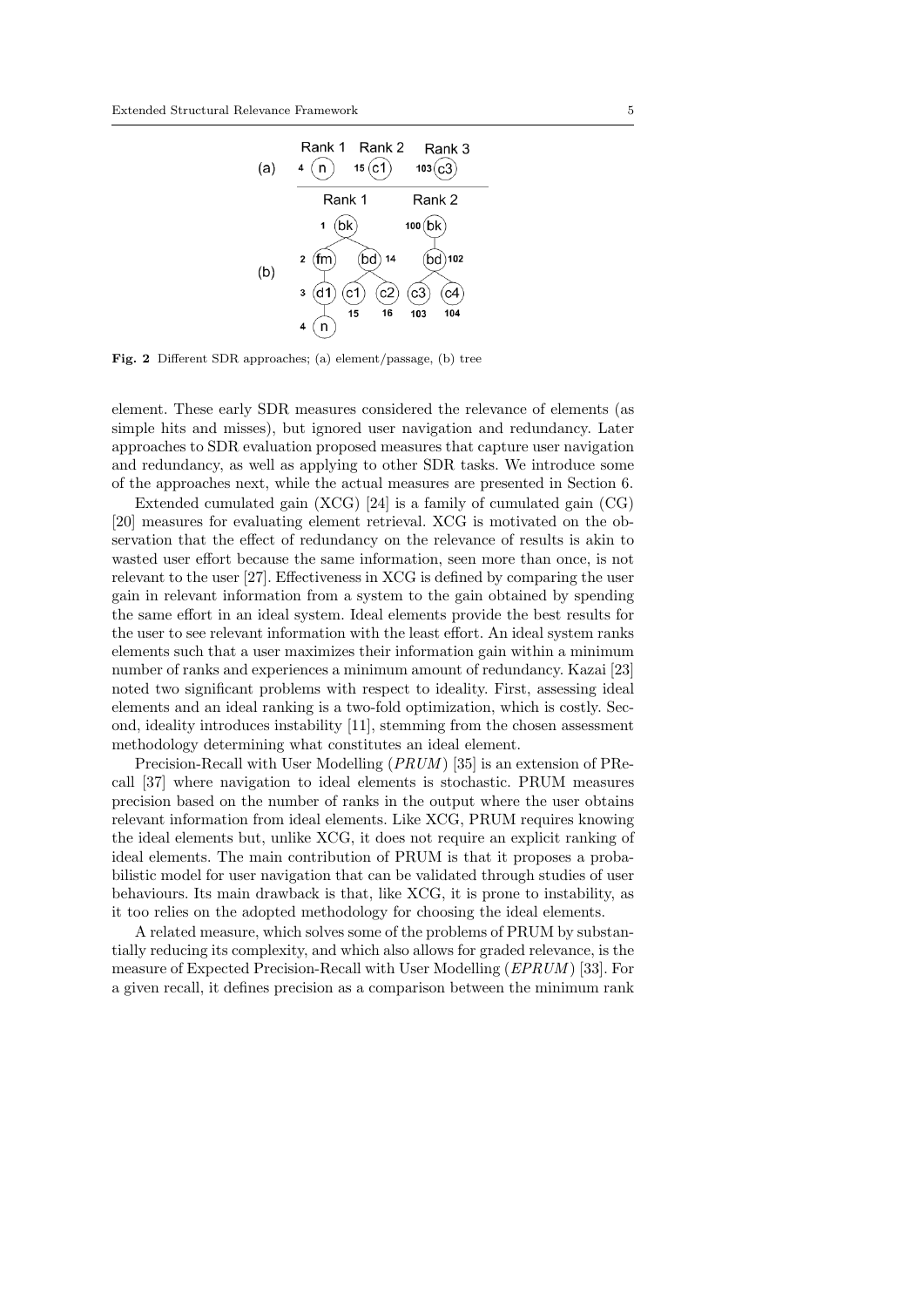**Fig. 2** Different SDR approaches; (a) element/passage, (b) tree

element. These early SDR measures considered the relevance of elements (as simple hits and misses), but ignored user navigation and redundancy. Later approaches to SDR evaluation proposed measures that capture user navigation and redundancy, as well as applying to other SDR tasks. We introduce some of the approaches next, while the actual measures are presented in Section 6.

Extended cumulated gain (XCG) [24] is a family of cumulated gain (CG) [20] measures for evaluating element retrieval. XCG is motivated on the observation that the effect of redundancy on the relevance of results is akin to wasted user effort because the same information, seen more than once, is not relevant to the user [27]. Effectiveness in XCG is defined by comparing the user gain in relevant information from a system to the gain obtained by spending the same effort in an ideal system. Ideal elements provide the best results for the user to see relevant information with the least effort. An ideal system ranks elements such that a user maximizes their information gain within a minimum number of ranks and experiences a minimum amount of redundancy. Kazai [23] noted two significant problems with respect to ideality. First, assessing ideal elements and an ideal ranking is a two-fold optimization, which is costly. Second, ideality introduces instability [11], stemming from the chosen assessment methodology determining what constitutes an ideal element.

Precision-Recall with User Modelling (*PRUM*) [35] is an extension of PRecall [37] where navigation to ideal elements is stochastic. PRUM measures precision based on the number of ranks in the output where the user obtains relevant information from ideal elements. Like XCG, PRUM requires knowing the ideal elements but, unlike XCG, it does not require an explicit ranking of ideal elements. The main contribution of PRUM is that it proposes a probabilistic model for user navigation that can be validated through studies of user behaviours. Its main drawback is that, like XCG, it is prone to instability, as it too relies on the adopted methodology for choosing the ideal elements.

A related measure, which solves some of the problems of PRUM by substantially reducing its complexity, and which also allows for graded relevance, is the measure of Expected Precision-Recall with User Modelling (*EPRUM*) [33]. For a given recall, it defines precision as a comparison between the minimum rank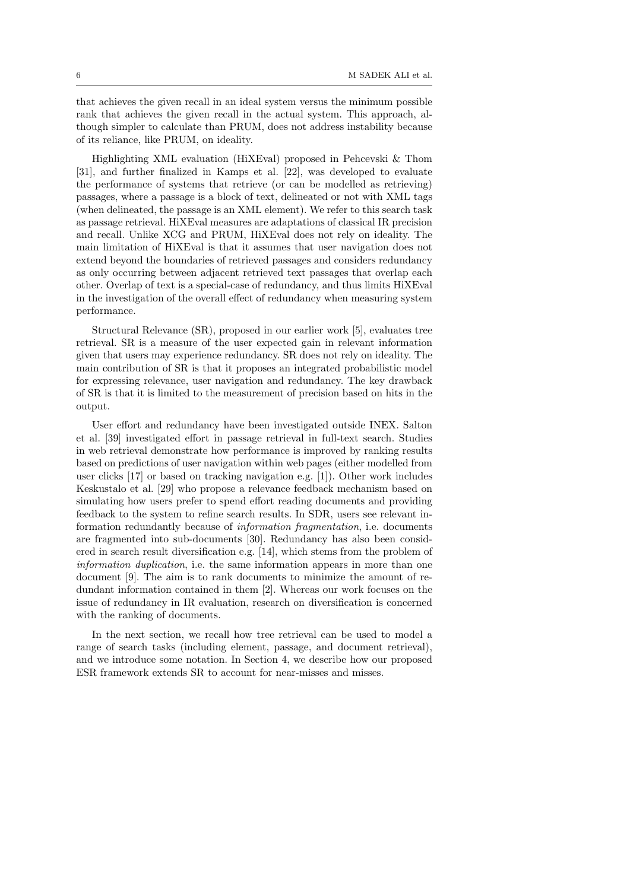that achieves the given recall in an ideal system versus the minimum possible rank that achieves the given recall in the actual system. This approach, although simpler to calculate than PRUM, does not address instability because of its reliance, like PRUM, on ideality.

Highlighting XML evaluation (HiXEval) proposed in Pehcevski & Thom [31], and further finalized in Kamps et al. [22], was developed to evaluate the performance of systems that retrieve (or can be modelled as retrieving) passages, where a passage is a block of text, delineated or not with XML tags (when delineated, the passage is an XML element). We refer to this search task as passage retrieval. HiXEval measures are adaptations of classical IR precision and recall. Unlike XCG and PRUM, HiXEval does not rely on ideality. The main limitation of HiXEval is that it assumes that user navigation does not extend beyond the boundaries of retrieved passages and considers redundancy as only occurring between adjacent retrieved text passages that overlap each other. Overlap of text is a special-case of redundancy, and thus limits HiXEval in the investigation of the overall effect of redundancy when measuring system performance.

Structural Relevance (SR), proposed in our earlier work [5], evaluates tree retrieval. SR is a measure of the user expected gain in relevant information given that users may experience redundancy. SR does not rely on ideality. The main contribution of SR is that it proposes an integrated probabilistic model for expressing relevance, user navigation and redundancy. The key drawback of SR is that it is limited to the measurement of precision based on hits in the output.

User effort and redundancy have been investigated outside INEX. Salton et al. [39] investigated effort in passage retrieval in full-text search. Studies in web retrieval demonstrate how performance is improved by ranking results based on predictions of user navigation within web pages (either modelled from user clicks [17] or based on tracking navigation e.g. [1]). Other work includes Keskustalo et al. [29] who propose a relevance feedback mechanism based on simulating how users prefer to spend effort reading documents and providing feedback to the system to refine search results. In SDR, users see relevant information redundantly because of *information fragmentation*, i.e. documents are fragmented into sub-documents [30]. Redundancy has also been considered in search result diversification e.g. [14], which stems from the problem of *information duplication*, i.e. the same information appears in more than one document [9]. The aim is to rank documents to minimize the amount of redundant information contained in them [2]. Whereas our work focuses on the issue of redundancy in IR evaluation, research on diversification is concerned with the ranking of documents.

In the next section, we recall how tree retrieval can be used to model a range of search tasks (including element, passage, and document retrieval), and we introduce some notation. In Section 4, we describe how our proposed ESR framework extends SR to account for near-misses and misses.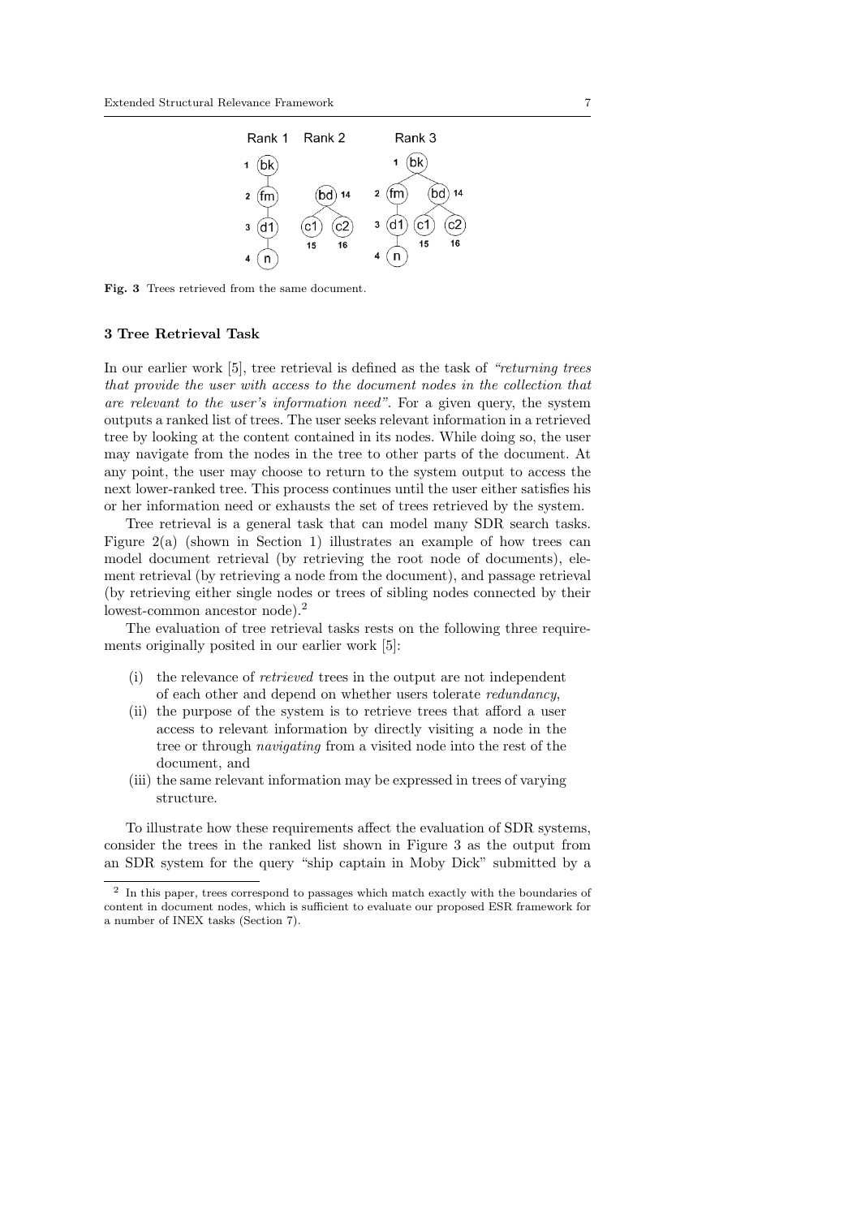Rank 1 Rank 2 Rank 3

Fig. 3 Trees retrieved from the same document.

## 3 Tree Retrieval Task

In our earlier work [5], tree retrieval is defined as the task of *"returning trees that provide the user with access to the document nodes in the collection that are relevant to the user's information need"*. For a given query, the system outputs a ranked list of trees. The user seeks relevant information in a retrieved tree by looking at the content contained in its nodes. While doing so, the user may navigate from the nodes in the tree to other parts of the document. At any point, the user may choose to return to the system output to access the next lower-ranked tree. This process continues until the user either satisfies his or her information need or exhausts the set of trees retrieved by the system.

Tree retrieval is a general task that can model many SDR search tasks. Figure 2(a) (shown in Section 1) illustrates an example of how trees can model document retrieval (by retrieving the root node of documents), element retrieval (by retrieving a node from the document), and passage retrieval (by retrieving either single nodes or trees of sibling nodes connected by their lowest-common ancestor node).[2]

The evaluation of tree retrieval tasks rests on the following three requirements originally posited in our earlier work [5]:

- (i) the relevance of *retrieved* trees in the output are not independent of each other and depend on whether users tolerate *redundancy*,
- (ii) the purpose of the system is to retrieve trees that afford a user access to relevant information by directly visiting a node in the tree or through *navigating* from a visited node into the rest of the document, and
- (iii) the same relevant information may be expressed in trees of varying structure.

To illustrate how these requirements affect the evaluation of SDR systems, consider the trees in the ranked list shown in Figure 3 as the output from an SDR system for the query "ship captain in Moby Dick" submitted by a

[2] In this paper, trees correspond to passages which match exactly with the boundaries of content in document nodes, which is sufficient to evaluate our proposed ESR framework for a number of INEX tasks (Section 7).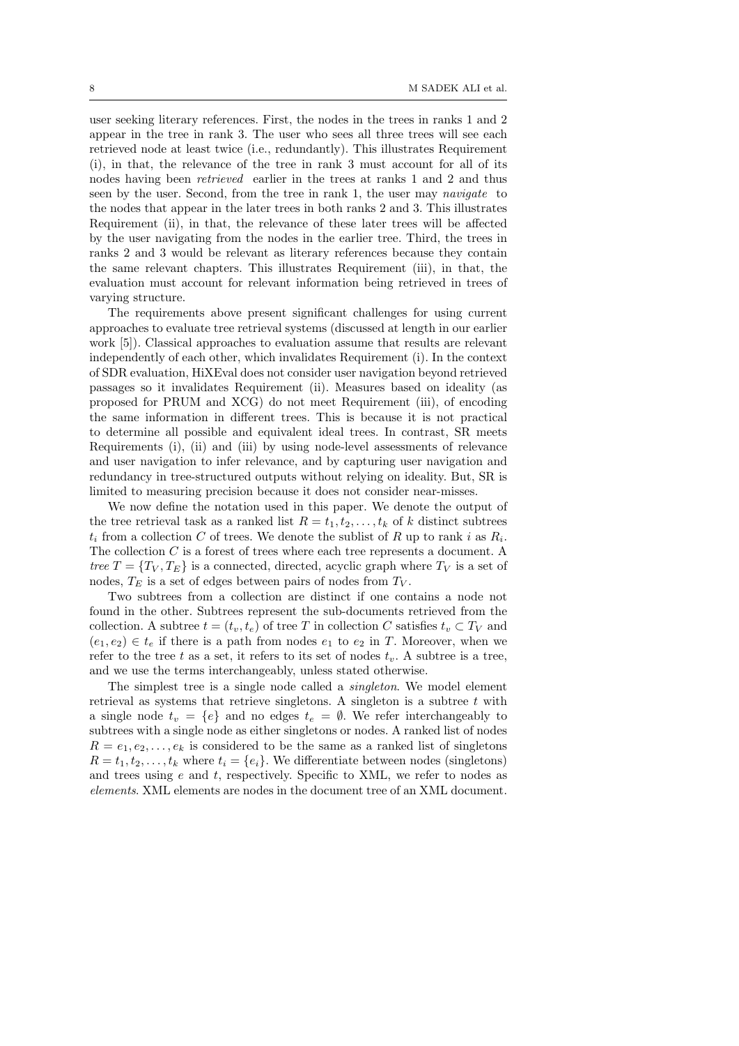user seeking literary references. First, the nodes in the trees in ranks 1 and 2 appear in the tree in rank 3. The user who sees all three trees will see each retrieved node at least twice (i.e., redundantly). This illustrates Requirement (i), in that, the relevance of the tree in rank 3 must account for all of its nodes having been *retrieved* earlier in the trees at ranks 1 and 2 and thus seen by the user. Second, from the tree in rank 1, the user may *navigate* to the nodes that appear in the later trees in both ranks 2 and 3. This illustrates Requirement (ii), in that, the relevance of these later trees will be affected by the user navigating from the nodes in the earlier tree. Third, the trees in ranks 2 and 3 would be relevant as literary references because they contain the same relevant chapters. This illustrates Requirement (iii), in that, the evaluation must account for relevant information being retrieved in trees of varying structure.

The requirements above present significant challenges for using current approaches to evaluate tree retrieval systems (discussed at length in our earlier work [5]). Classical approaches to evaluation assume that results are relevant independently of each other, which invalidates Requirement (i). In the context of SDR evaluation, HiXEval does not consider user navigation beyond retrieved passages so it invalidates Requirement (ii). Measures based on ideality (as proposed for PRUM and XCG) do not meet Requirement (iii), of encoding the same information in different trees. This is because it is not practical to determine all possible and equivalent ideal trees. In contrast, SR meets Requirements (i), (ii) and (iii) by using node-level assessments of relevance and user navigation to infer relevance, and by capturing user navigation and redundancy in tree-structured outputs without relying on ideality. But, SR is limited to measuring precision because it does not consider near-misses.

We now define the notation used in this paper. We denote the output of the tree retrieval task as a ranked list $R = t_1, t_2, \ldots, t_k$ of $k$ distinct subtrees $t_i$ from a collection $C$ of trees. We denote the sublist of $R$ up to rank $i$ as $R_i$. The collection $C$ is a forest of trees where each tree represents a document. A *tree* $T = \{T_V, T_E\}$ is a connected, directed, acyclic graph where $T_V$ is a set of nodes, $T_E$ is a set of edges between pairs of nodes from $T_V$.

Two subtrees from a collection are distinct if one contains a node not found in the other. Subtrees represent the sub-documents retrieved from the collection. A subtree $t = (t_v, t_e)$ of tree $T$ in collection $C$ satisfies $t_v \subset T_V$ and $(e_1, e_2) \in t_e$ if there is a path from nodes $e_1$ to $e_2$ in $T$. Moreover, when we refer to the tree $t$ as a set, it refers to its set of nodes $t_v$. A subtree is a tree, and we use the terms interchangeably, unless stated otherwise.

The simplest tree is a single node called a *singleton*. We model element retrieval as systems that retrieve singletons. A singleton is a subtree $t$ with a single node $t_v = \{e\}$ and no edges $t_e = \emptyset$. We refer interchangeably to subtrees with a single node as either singletons or nodes. A ranked list of nodes $R = e_1, e_2, \ldots, e_k$ is considered to be the same as a ranked list of singletons $R = t_1, t_2, \ldots, t_k$ where $t_i = \{e_i\}$. We differentiate between nodes (singletons) and trees using $e$ and $t$, respectively. Specific to XML, we refer to nodes as *elements*. XML elements are nodes in the document tree of an XML document.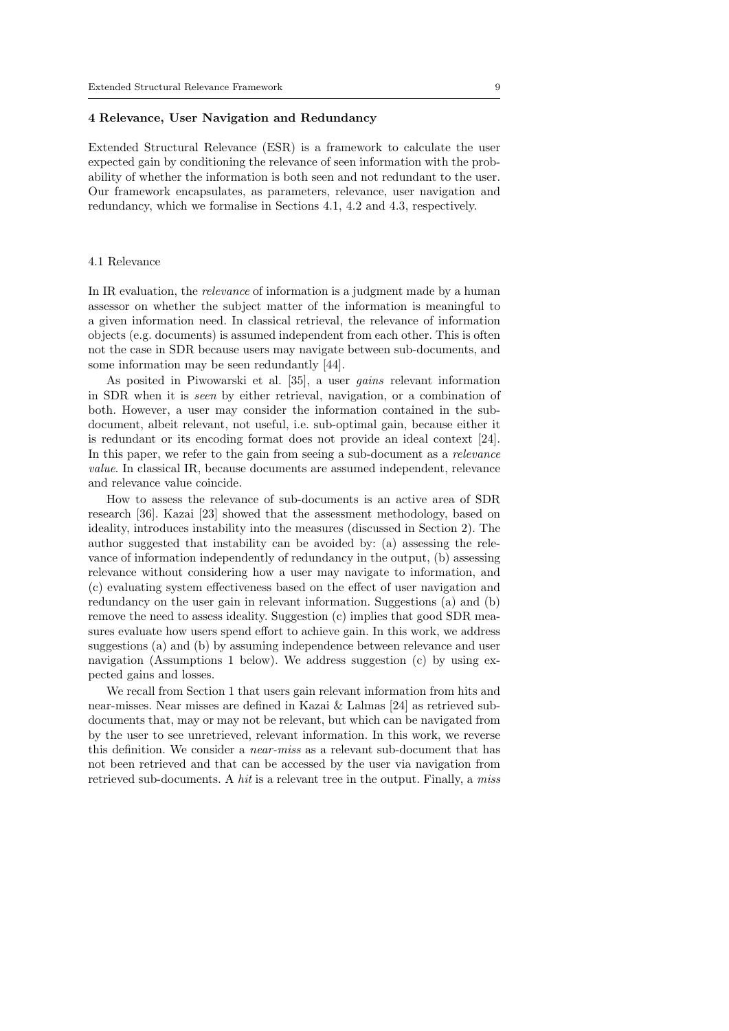## 4 Relevance, User Navigation and Redundancy

Extended Structural Relevance (ESR) is a framework to calculate the user expected gain by conditioning the relevance of seen information with the probability of whether the information is both seen and not redundant to the user. Our framework encapsulates, as parameters, relevance, user navigation and redundancy, which we formalise in Sections 4.1, 4.2 and 4.3, respectively.

### 4.1 Relevance

In IR evaluation, the *relevance* of information is a judgment made by a human assessor on whether the subject matter of the information is meaningful to a given information need. In classical retrieval, the relevance of information objects (e.g. documents) is assumed independent from each other. This is often not the case in SDR because users may navigate between sub-documents, and some information may be seen redundantly [44].

As posited in Piwowarski et al. [35], a user *gains* relevant information in SDR when it is *seen* by either retrieval, navigation, or a combination of both. However, a user may consider the information contained in the sub-document, albeit relevant, not useful, i.e. sub-optimal gain, because either it is redundant or its encoding format does not provide an ideal context [24]. In this paper, we refer to the gain from seeing a sub-document as a *relevance value*. In classical IR, because documents are assumed independent, relevance and relevance value coincide.

How to assess the relevance of sub-documents is an active area of SDR research [36]. Kazai [23] showed that the assessment methodology, based on ideality, introduces instability into the measures (discussed in Section 2). The author suggested that instability can be avoided by: (a) assessing the relevance of information independently of redundancy in the output, (b) assessing relevance without considering how a user may navigate to information, and (c) evaluating system effectiveness based on the effect of user navigation and redundancy on the user gain in relevant information. Suggestions (a) and (b) remove the need to assess ideality. Suggestion (c) implies that good SDR measures evaluate how users spend effort to achieve gain. In this work, we address suggestions (a) and (b) by assuming independence between relevance and user navigation (Assumptions 1 below). We address suggestion (c) by using expected gains and losses.

We recall from Section 1 that users gain relevant information from hits and near-misses. Near misses are defined in Kazai & Lalmas [24] as retrieved sub-documents that, may or may not be relevant, but which can be navigated from by the user to see unretrieved, relevant information. In this work, we reverse this definition. We consider a *near-miss* as a relevant sub-document that has not been retrieved and that can be accessed by the user via navigation from retrieved sub-documents. A *hit* is a relevant tree in the output. Finally, a *miss*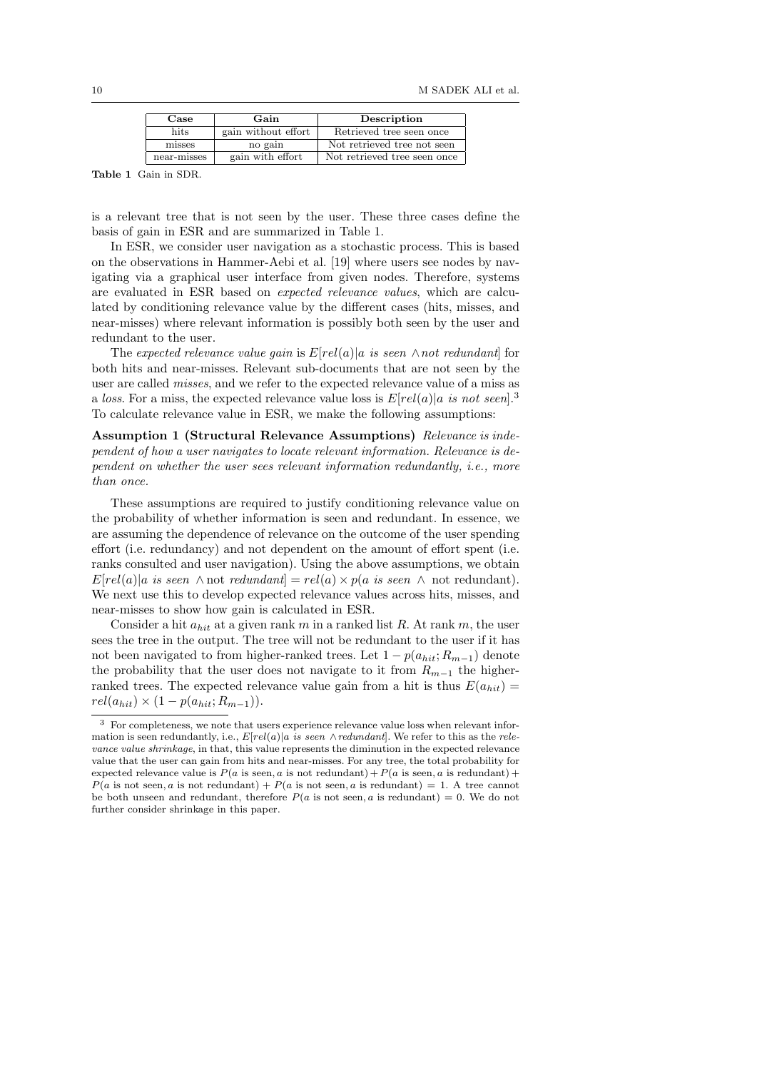| Case | Gain | Description |
|---|---|---|
| hits | gain without effort | Retrieved tree seen once |
| misses | no gain | Not retrieved tree not seen |
| near-misses | gain with effort | Not retrieved tree seen once |

**Table 1** Gain in SDR.

is a relevant tree that is not seen by the user. These three cases define the basis of gain in ESR and are summarized in Table 1.

In ESR, we consider user navigation as a stochastic process. This is based on the observations in Hammer-Aebi et al. [19] where users see nodes by navigating via a graphical user interface from given nodes. Therefore, systems are evaluated in ESR based on *expected relevance values*, which are calculated by conditioning relevance value by the different cases (hits, misses, and near-misses) where relevant information is possibly both seen by the user and redundant to the user.

The *expected relevance value gain* is $E[rel(a)|a \textit{ is seen} \wedge \textit{not redundant}]$ for both hits and near-misses. Relevant sub-documents that are not seen by the user are called *misses*, and we refer to the expected relevance value of a miss as a *loss*. For a miss, the expected relevance value loss is $E[rel(a)|a \textit{ is not seen}]$.[3] To calculate relevance value in ESR, we make the following assumptions:

**Assumption 1 (Structural Relevance Assumptions)** *Relevance is independent of how a user navigates to locate relevant information. Relevance is dependent on whether the user sees relevant information redundantly, i.e., more than once.*

These assumptions are required to justify conditioning relevance value on the probability of whether information is seen and redundant. In essence, we are assuming the dependence of relevance on the outcome of the user spending effort (i.e. redundancy) and not dependent on the amount of effort spent (i.e. ranks consulted and user navigation). Using the above assumptions, we obtain $E[rel(a)|a \textit{ is seen} \wedge \text{not } \textit{redundant}] = rel(a) \times p(a \textit{ is seen} \wedge \text{ not redundant})$. We next use this to develop expected relevance values across hits, misses, and near-misses to show how gain is calculated in ESR.

Consider a hit $a_{hit}$ at a given rank $m$ in a ranked list $R$. At rank $m$, the user sees the tree in the output. The tree will not be redundant to the user if it has not been navigated to from higher-ranked trees. Let $1 - p(a_{hit}; R_{m-1})$ denote the probability that the user does not navigate to it from $R_{m-1}$ the higher-ranked trees. The expected relevance value gain from a hit is thus $E(a_{hit}) = rel(a_{hit}) \times (1 - p(a_{hit}; R_{m-1}))$.

[3] For completeness, we note that users experience relevance value loss when relevant information is seen redundantly, i.e., $E[rel(a)|a \textit{ is seen} \wedge \textit{redundant}]$. We refer to this as the *relevance value shrinkage*, in that, this value represents the diminution in the expected relevance value that the user can gain from hits and near-misses. For any tree, the total probability for expected relevance value is $P(a \text{ is seen}, a \text{ is not redundant}) + P(a \text{ is seen}, a \text{ is redundant}) + P(a \text{ is not seen}, a \text{ is not redundant}) + P(a \text{ is not seen}, a \text{ is redundant}) = 1$. A tree cannot be both unseen and redundant, therefore $P(a \text{ is not seen}, a \text{ is redundant}) = 0$. We do not further consider shrinkage in this paper.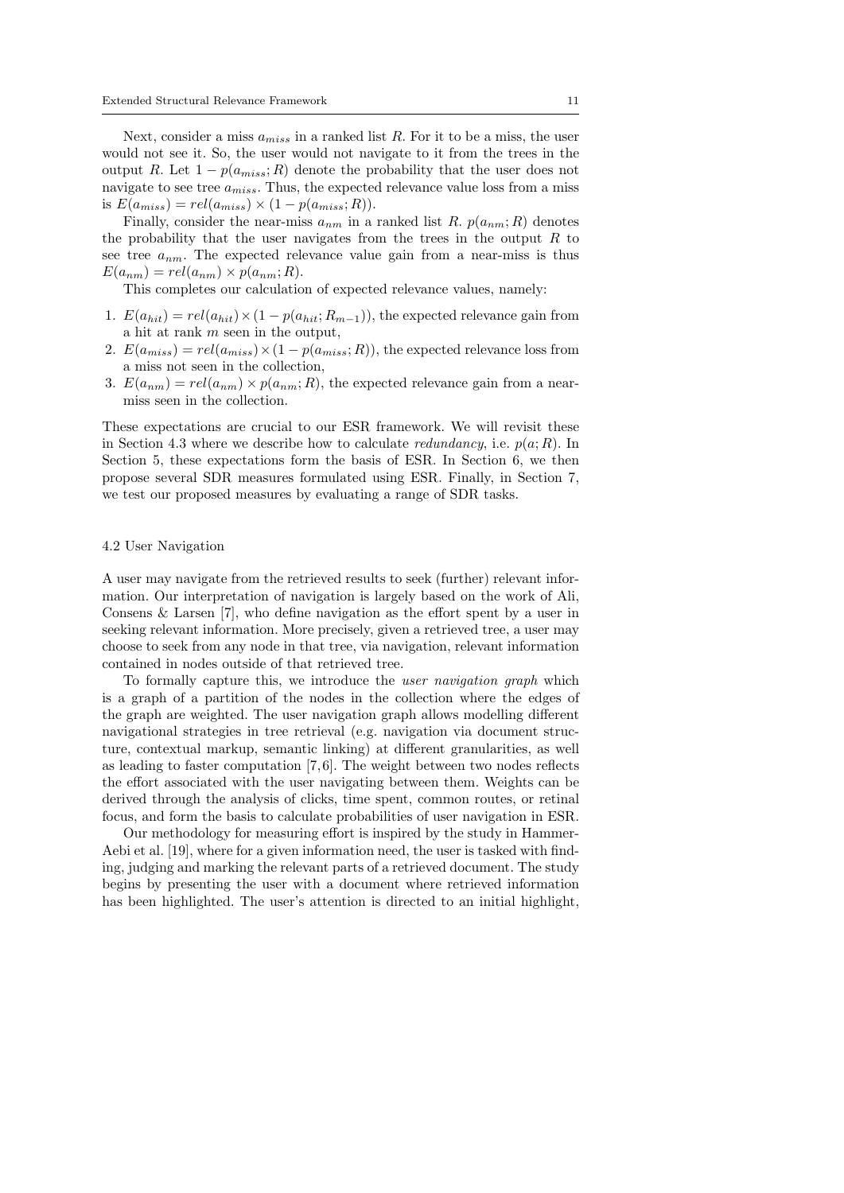Next, consider a miss $a_{miss}$ in a ranked list $R$. For it to be a miss, the user would not see it. So, the user would not navigate to it from the trees in the output $R$. Let $1 - p(a_{miss}; R)$ denote the probability that the user does not navigate to see tree $a_{miss}$. Thus, the expected relevance value loss from a miss is $E(a_{miss}) = rel(a_{miss}) \times (1 - p(a_{miss}; R))$.

Finally, consider the near-miss $a_{nm}$ in a ranked list $R$. $p(a_{nm}; R)$ denotes the probability that the user navigates from the trees in the output $R$ to see tree $a_{nm}$. The expected relevance value gain from a near-miss is thus $E(a_{nm}) = rel(a_{nm}) \times p(a_{nm}; R)$.

This completes our calculation of expected relevance values, namely:

1. $E(a_{hit}) = rel(a_{hit}) \times (1 - p(a_{hit}; R_{m-1}))$, the expected relevance gain from a hit at rank $m$ seen in the output,
2. $E(a_{miss}) = rel(a_{miss}) \times (1 - p(a_{miss}; R))$, the expected relevance loss from a miss not seen in the collection,
3. $E(a_{nm}) = rel(a_{nm}) \times p(a_{nm}; R)$, the expected relevance gain from a near-miss seen in the collection.

These expectations are crucial to our ESR framework. We will revisit these in Section 4.3 where we describe how to calculate *redundancy*, i.e. $p(a; R)$. In Section 5, these expectations form the basis of ESR. In Section 6, we then propose several SDR measures formulated using ESR. Finally, in Section 7, we test our proposed measures by evaluating a range of SDR tasks.

### 4.2 User Navigation

A user may navigate from the retrieved results to seek (further) relevant information. Our interpretation of navigation is largely based on the work of Ali, Consens & Larsen [7], who define navigation as the effort spent by a user in seeking relevant information. More precisely, given a retrieved tree, a user may choose to seek from any node in that tree, via navigation, relevant information contained in nodes outside of that retrieved tree.

To formally capture this, we introduce the *user navigation graph* which is a graph of a partition of the nodes in the collection where the edges of the graph are weighted. The user navigation graph allows modelling different navigational strategies in tree retrieval (e.g. navigation via document structure, contextual markup, semantic linking) at different granularities, as well as leading to faster computation [7,6]. The weight between two nodes reflects the effort associated with the user navigating between them. Weights can be derived through the analysis of clicks, time spent, common routes, or retinal focus, and form the basis to calculate probabilities of user navigation in ESR.

Our methodology for measuring effort is inspired by the study in Hammer-Aebi et al. [19], where for a given information need, the user is tasked with finding, judging and marking the relevant parts of a retrieved document. The study begins by presenting the user with a document where retrieved information has been highlighted. The user's attention is directed to an initial highlight,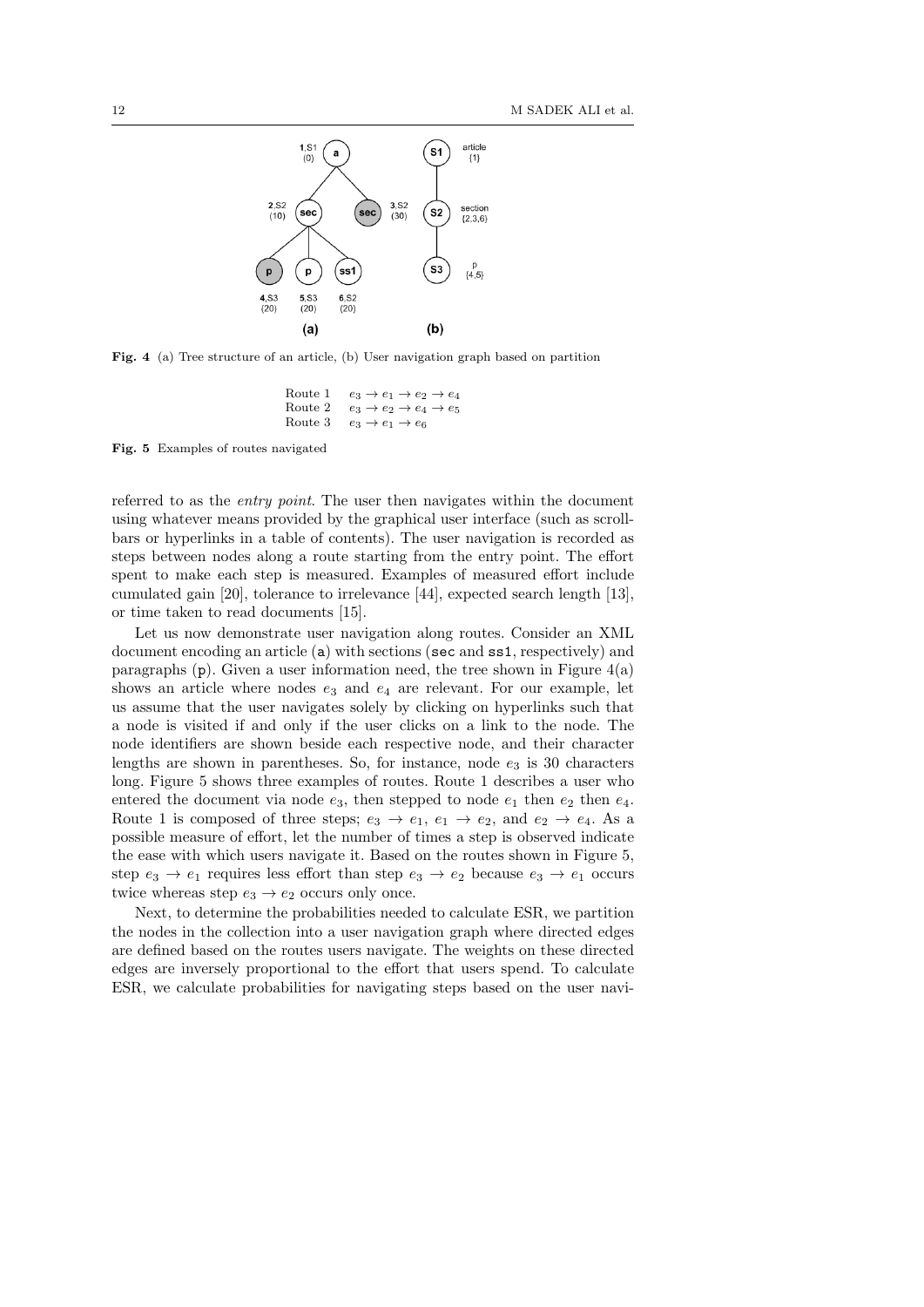**Fig. 4** (a) Tree structure of an article, (b) User navigation graph based on partition

| | |
|---|---|
| Route 1 | $e_3 \rightarrow e_1 \rightarrow e_2 \rightarrow e_4$ |
| Route 2 | $e_3 \rightarrow e_2 \rightarrow e_4 \rightarrow e_5$ |
| Route 3 | $e_3 \rightarrow e_1 \rightarrow e_6$ |

**Fig. 5** Examples of routes navigated

referred to as the *entry point*. The user then navigates within the document using whatever means provided by the graphical user interface (such as scrollbars or hyperlinks in a table of contents). The user navigation is recorded as steps between nodes along a route starting from the entry point. The effort spent to make each step is measured. Examples of measured effort include cumulated gain [20], tolerance to irrelevance [44], expected search length [13], or time taken to read documents [15].

Let us now demonstrate user navigation along routes. Consider an XML document encoding an article (a) with sections (sec and ss1, respectively) and paragraphs (p). Given a user information need, the tree shown in Figure 4(a) shows an article where nodes $e_3$ and $e_4$ are relevant. For our example, let us assume that the user navigates solely by clicking on hyperlinks such that a node is visited if and only if the user clicks on a link to the node. The node identifiers are shown beside each respective node, and their character lengths are shown in parentheses. So, for instance, node $e_3$ is 30 characters long. Figure 5 shows three examples of routes. Route 1 describes a user who entered the document via node $e_3$, then stepped to node $e_1$ then $e_2$ then $e_4$. Route 1 is composed of three steps; $e_3 \rightarrow e_1$, $e_1 \rightarrow e_2$, and $e_2 \rightarrow e_4$. As a possible measure of effort, let the number of times a step is observed indicate the ease with which users navigate it. Based on the routes shown in Figure 5, step $e_3 \rightarrow e_1$ requires less effort than step $e_3 \rightarrow e_2$ because $e_3 \rightarrow e_1$ occurs twice whereas step $e_3 \rightarrow e_2$ occurs only once.

Next, to determine the probabilities needed to calculate ESR, we partition the nodes in the collection into a user navigation graph where directed edges are defined based on the routes users navigate. The weights on these directed edges are inversely proportional to the effort that users spend. To calculate ESR, we calculate probabilities for navigating steps based on the user navi-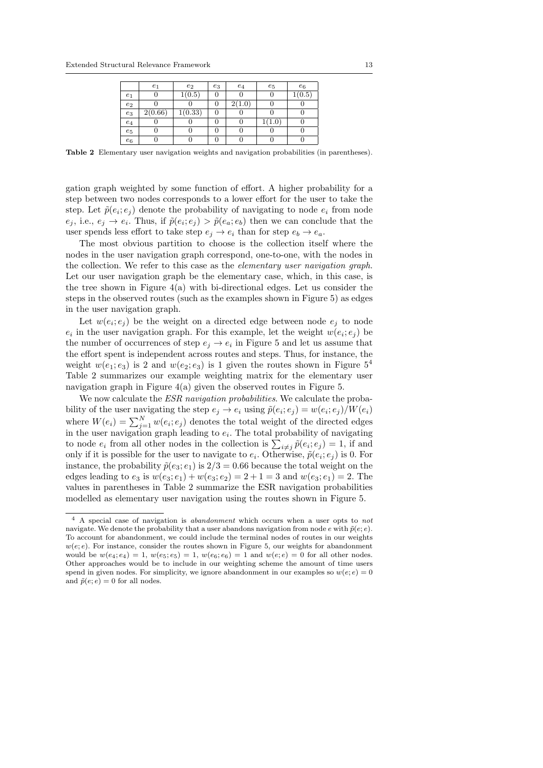|  | $e_1$ | $e_2$ | $e_3$ | $e_4$ | $e_5$ | $e_6$ |
|---|---|---|---|---|---|---|
| $e_1$ | 0 | 1(0.5) | 0 | 0 | 0 | 1(0.5) |
| $e_2$ | 0 | 0 | 0 | 2(1.0) | 0 | 0 |
| $e_3$ | 2(0.66) | 1(0.33) | 0 | 0 | 0 | 0 |
| $e_4$ | 0 | 0 | 0 | 0 | 1(1.0) | 0 |
| $e_5$ | 0 | 0 | 0 | 0 | 0 | 0 |
| $e_6$ | 0 | 0 | 0 | 0 | 0 | 0 |

**Table 2** Elementary user navigation weights and navigation probabilities (in parentheses).

gation graph weighted by some function of effort. A higher probability for a step between two nodes corresponds to a lower effort for the user to take the step. Let $\tilde{p}(e_i; e_j)$ denote the probability of navigating to node $e_i$ from node $e_j$, i.e., $e_j \rightarrow e_i$. Thus, if $\tilde{p}(e_i; e_j) > \tilde{p}(e_a; e_b)$ then we can conclude that the user spends less effort to take step $e_j \rightarrow e_i$ than for step $e_b \rightarrow e_a$.

The most obvious partition to choose is the collection itself where the nodes in the user navigation graph correspond, one-to-one, with the nodes in the collection. We refer to this case as the *elementary user navigation graph*. Let our user navigation graph be the elementary case, which, in this case, is the tree shown in Figure 4(a) with bi-directional edges. Let us consider the steps in the observed routes (such as the examples shown in Figure 5) as edges in the user navigation graph.

Let $w(e_i; e_j)$ be the weight on a directed edge between node $e_j$ to node $e_i$ in the user navigation graph. For this example, let the weight $w(e_i; e_j)$ be the number of occurrences of step $e_j \rightarrow e_i$ in Figure 5 and let us assume that the effort spent is independent across routes and steps. Thus, for instance, the weight $w(e_1; e_3)$ is 2 and $w(e_2; e_3)$ is 1 given the routes shown in Figure 5[4] Table 2 summarizes our example weighting matrix for the elementary user navigation graph in Figure 4(a) given the observed routes in Figure 5.

We now calculate the *ESR navigation probabilities*. We calculate the probability of the user navigating the step $e_j \rightarrow e_i$ using $\tilde{p}(e_i; e_j) = w(e_i; e_j)/W(e_i)$ where $W(e_i) = \sum_{j=1}^{N} w(e_i; e_j)$ denotes the total weight of the directed edges in the user navigation graph leading to $e_i$. The total probability of navigating to node $e_i$ from all other nodes in the collection is $\sum_{i \neq j} \tilde{p}(e_i; e_j) = 1$, if and only if it is possible for the user to navigate to $e_i$. Otherwise, $\tilde{p}(e_i; e_j)$ is 0. For instance, the probability $\tilde{p}(e_3; e_1)$ is $2/3 = 0.66$ because the total weight on the edges leading to $e_3$ is $w(e_3; e_1) + w(e_3; e_2) = 2 + 1 = 3$ and $w(e_3; e_1) = 2$. The values in parentheses in Table 2 summarize the ESR navigation probabilities modelled as elementary user navigation using the routes shown in Figure 5.

[4] A special case of navigation is *abandonment* which occurs when a user opts to *not* navigate. We denote the probability that a user abandons navigation from node $e$ with $\tilde{p}(e; e)$. To account for abandonment, we could include the terminal nodes of routes in our weights $w(e; e)$. For instance, consider the routes shown in Figure 5, our weights for abandonment would be $w(e_4; e_4) = 1$, $w(e_5; e_5) = 1$, $w(e_6; e_6) = 1$ and $w(e; e) = 0$ for all other nodes. Other approaches would be to include in our weighting scheme the amount of time users spend in given nodes. For simplicity, we ignore abandonment in our examples so $w(e; e) = 0$ and $\tilde{p}(e; e) = 0$ for all nodes.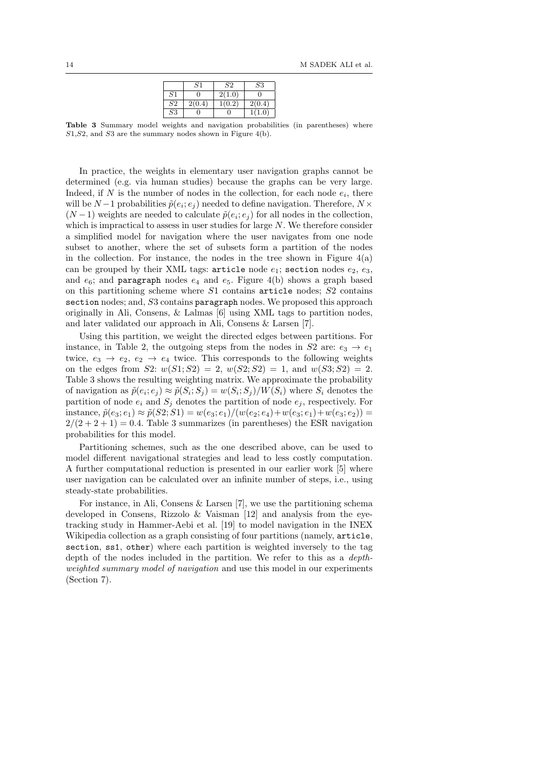|  | $S1$ | $S2$ | $S3$ |
|---|---|---|---|
| $S1$ | 0 | 2(1.0) | 0 |
| $S2$ | 2(0.4) | 1(0.2) | 2(0.4) |
| $S3$ | 0 | 0 | 1(1.0) |

**Table 3** Summary model weights and navigation probabilities (in parentheses) where $S1$,$S2$, and $S3$ are the summary nodes shown in Figure 4(b).

In practice, the weights in elementary user navigation graphs cannot be determined (e.g. via human studies) because the graphs can be very large. Indeed, if $N$ is the number of nodes in the collection, for each node $e_i$, there will be $N-1$ probabilities $\tilde{p}(e_i; e_j)$ needed to define navigation. Therefore, $N \times (N-1)$ weights are needed to calculate $\tilde{p}(e_i; e_j)$ for all nodes in the collection, which is impractical to assess in user studies for large $N$. We therefore consider a simplified model for navigation where the user navigates from one node subset to another, where the set of subsets form a partition of the nodes in the collection. For instance, the nodes in the tree shown in Figure 4(a) can be grouped by their XML tags: `article` node $e_1$; `section` nodes $e_2$, $e_3$, and $e_6$; and `paragraph` nodes $e_4$ and $e_5$. Figure 4(b) shows a graph based on this partitioning scheme where $S1$ contains `article` nodes; $S2$ contains `section` nodes; and, $S3$ contains `paragraph` nodes. We proposed this approach originally in Ali, Consens, & Lalmas [6] using XML tags to partition nodes, and later validated our approach in Ali, Consens & Larsen [7].

Using this partition, we weight the directed edges between partitions. For instance, in Table 2, the outgoing steps from the nodes in $S2$ are: $e_3 \rightarrow e_1$ twice, $e_3 \rightarrow e_2$, $e_2 \rightarrow e_4$ twice. This corresponds to the following weights on the edges from $S2$: $w(S1; S2) = 2$, $w(S2; S2) = 1$, and $w(S3; S2) = 2$. Table 3 shows the resulting weighting matrix. We approximate the probability of navigation as $\tilde{p}(e_i; e_j) \approx \tilde{p}(S_i; S_j) = w(S_i; S_j)/W(S_i)$ where $S_i$ denotes the partition of node $e_i$ and $S_j$ denotes the partition of node $e_j$, respectively. For instance, $\tilde{p}(e_3; e_1) \approx \tilde{p}(S2; S1) = w(e_3; e_1)/(w(e_2; e_4)+w(e_3; e_1)+w(e_3; e_2)) = 2/(2+2+1) = 0.4$. Table 3 summarizes (in parentheses) the ESR navigation probabilities for this model.

Partitioning schemes, such as the one described above, can be used to model different navigational strategies and lead to less costly computation. A further computational reduction is presented in our earlier work [5] where user navigation can be calculated over an infinite number of steps, i.e., using steady-state probabilities.

For instance, in Ali, Consens & Larsen [7], we use the partitioning schema developed in Consens, Rizzolo & Vaisman [12] and analysis from the eye-tracking study in Hammer-Aebi et al. [19] to model navigation in the INEX Wikipedia collection as a graph consisting of four partitions (namely, `article`, `section`, `ss1`, `other`) where each partition is weighted inversely to the tag depth of the nodes included in the partition. We refer to this as a *depth-weighted summary model of navigation* and use this model in our experiments (Section 7).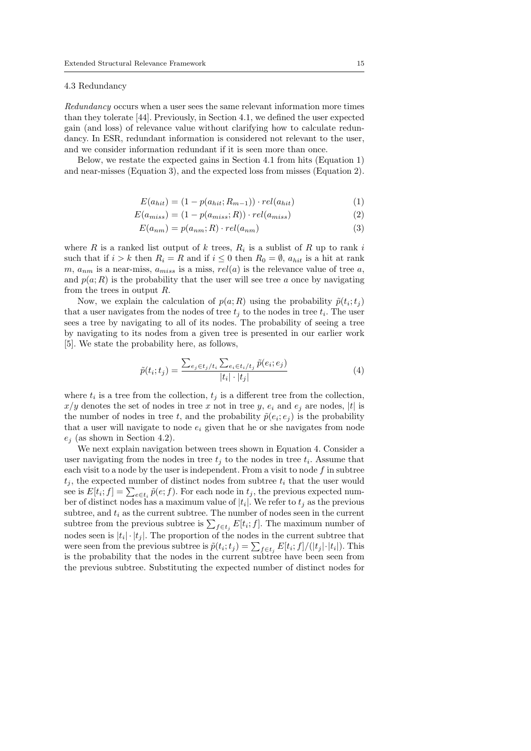### 4.3 Redundancy

*Redundancy* occurs when a user sees the same relevant information more times than they tolerate [44]. Previously, in Section 4.1, we defined the user expected gain (and loss) of relevance value without clarifying how to calculate redundancy. In ESR, redundant information is considered not relevant to the user, and we consider information redundant if it is seen more than once.

Below, we restate the expected gains in Section 4.1 from hits (Equation 1) and near-misses (Equation 3), and the expected loss from misses (Equation 2).

$$E(a_{hit}) = (1 - p(a_{hit}; R_{m-1})) \cdot rel(a_{hit}) \tag{1}$$

$$E(a_{miss}) = (1 - p(a_{miss}; R)) \cdot rel(a_{miss}) \tag{2}$$

$$E(a_{nm}) = p(a_{nm}; R) \cdot rel(a_{nm}) \tag{3}$$

where $R$ is a ranked list output of $k$ trees, $R_i$ is a sublist of $R$ up to rank $i$ such that if $i > k$ then $R_i = R$ and if $i \leq 0$ then $R_0 = \emptyset$, $a_{hit}$ is a hit at rank $m$, $a_{nm}$ is a near-miss, $a_{miss}$ is a miss, $rel(a)$ is the relevance value of tree $a$, and $p(a; R)$ is the probability that the user will see tree $a$ once by navigating from the trees in output $R$.

Now, we explain the calculation of $p(a; R)$ using the probability $\tilde{p}(t_i; t_j)$ that a user navigates from the nodes of tree $t_j$ to the nodes in tree $t_i$. The user sees a tree by navigating to all of its nodes. The probability of seeing a tree by navigating to its nodes from a given tree is presented in our earlier work [5]. We state the probability here, as follows,

$$\tilde{p}(t_i; t_j) = \frac{\sum_{e_j \in t_j/t_i} \sum_{e_i \in t_i/t_j} \tilde{p}(e_i; e_j)}{|t_i| \cdot |t_j|} \tag{4}$$

where $t_i$ is a tree from the collection, $t_j$ is a different tree from the collection, $x/y$ denotes the set of nodes in tree $x$ not in tree $y$, $e_i$ and $e_j$ are nodes, $|t|$ is the number of nodes in tree $t$, and the probability $\tilde{p}(e_i; e_j)$ is the probability that a user will navigate to node $e_i$ given that he or she navigates from node $e_j$ (as shown in Section 4.2).

We next explain navigation between trees shown in Equation 4. Consider a user navigating from the nodes in tree $t_j$ to the nodes in tree $t_i$. Assume that each visit to a node by the user is independent. From a visit to node $f$ in subtree $t_j$, the expected number of distinct nodes from subtree $t_i$ that the user would see is $E[t_i; f] = \sum_{e \in t_i} \tilde{p}(e; f)$. For each node in $t_j$, the previous expected number of distinct nodes has a maximum value of $|t_i|$. We refer to $t_j$ as the previous subtree, and $t_i$ as the current subtree. The number of nodes seen in the current subtree from the previous subtree is $\sum_{f \in t_j} E[t_i; f]$. The maximum number of nodes seen is $|t_i| \cdot |t_j|$. The proportion of the nodes in the current subtree that were seen from the previous subtree is $\tilde{p}(t_i; t_j) = \sum_{f \in t_j} E[t_i; f]/(|t_j| \cdot |t_i|)$. This is the probability that the nodes in the current subtree have been seen from the previous subtree. Substituting the expected number of distinct nodes for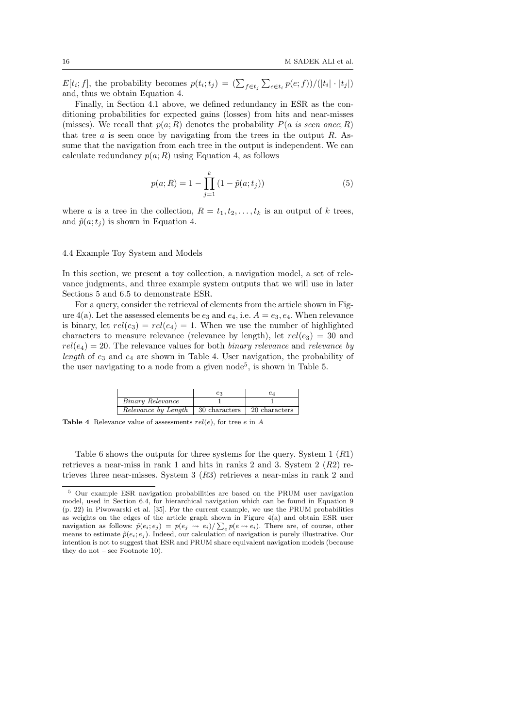$E[t_i; f]$, the probability becomes $p(t_i; t_j) = (\sum_{f \in t_j} \sum_{e \in t_i} p(e; f))/(|t_i| \cdot |t_j|)$ and, thus we obtain Equation 4.

Finally, in Section 4.1 above, we defined redundancy in ESR as the conditioning probabilities for expected gains (losses) from hits and near-misses (misses). We recall that $p(a; R)$ denotes the probability $P(a \text{ } is \text{ } seen \text{ } once; R)$ that tree $a$ is seen once by navigating from the trees in the output $R$. Assume that the navigation from each tree in the output is independent. We can calculate redundancy $p(a; R)$ using Equation 4, as follows

$$p(a; R) = 1 - \prod_{j=1}^{k} (1 - \tilde{p}(a; t_j)) \tag{5}$$

where $a$ is a tree in the collection, $R = t_1, t_2, \ldots, t_k$ is an output of $k$ trees, and $\tilde{p}(a; t_j)$ is shown in Equation 4.

### 4.4 Example Toy System and Models

In this section, we present a toy collection, a navigation model, a set of relevance judgments, and three example system outputs that we will use in later Sections 5 and 6.5 to demonstrate ESR.

For a query, consider the retrieval of elements from the article shown in Figure 4(a). Let the assessed elements be $e_3$ and $e_4$, i.e. $A = e_3, e_4$. When relevance is binary, let $rel(e_3) = rel(e_4) = 1$. When we use the number of highlighted characters to measure relevance (relevance by length), let $rel(e_3) = 30$ and $rel(e_4) = 20$. The relevance values for both *binary relevance* and *relevance by length* of $e_3$ and $e_4$ are shown in Table 4. User navigation, the probability of the user navigating to a node from a given node[5], is shown in Table 5.

| | $e_3$ | $e_4$ |
|---|---|---|
| *Binary Relevance* | 1 | 1 |
| *Relevance by Length* | 30 characters | 20 characters |

**Table 4** Relevance value of assessments $rel(e)$, for tree $e$ in $A$

Table 6 shows the outputs for three systems for the query. System 1 ($R1$) retrieves a near-miss in rank 1 and hits in ranks 2 and 3. System 2 ($R2$) retrieves three near-misses. System 3 ($R3$) retrieves a near-miss in rank 2 and

[5] Our example ESR navigation probabilities are based on the PRUM user navigation model, used in Section 6.4, for hierarchical navigation which can be found in Equation 9 (p. 22) in Piwowarski et al. [35]. For the current example, we use the PRUM probabilities as weights on the edges of the article graph shown in Figure 4(a) and obtain ESR user navigation as follows: $\tilde{p}(e_i; e_j) = p(e_j \rightsquigarrow e_i)/\sum_e p(e \rightsquigarrow e_i)$. There are, of course, other means to estimate $\tilde{p}(e_i; e_j)$. Indeed, our calculation of navigation is purely illustrative. Our intention is not to suggest that ESR and PRUM share equivalent navigation models (because they do not – see Footnote 10).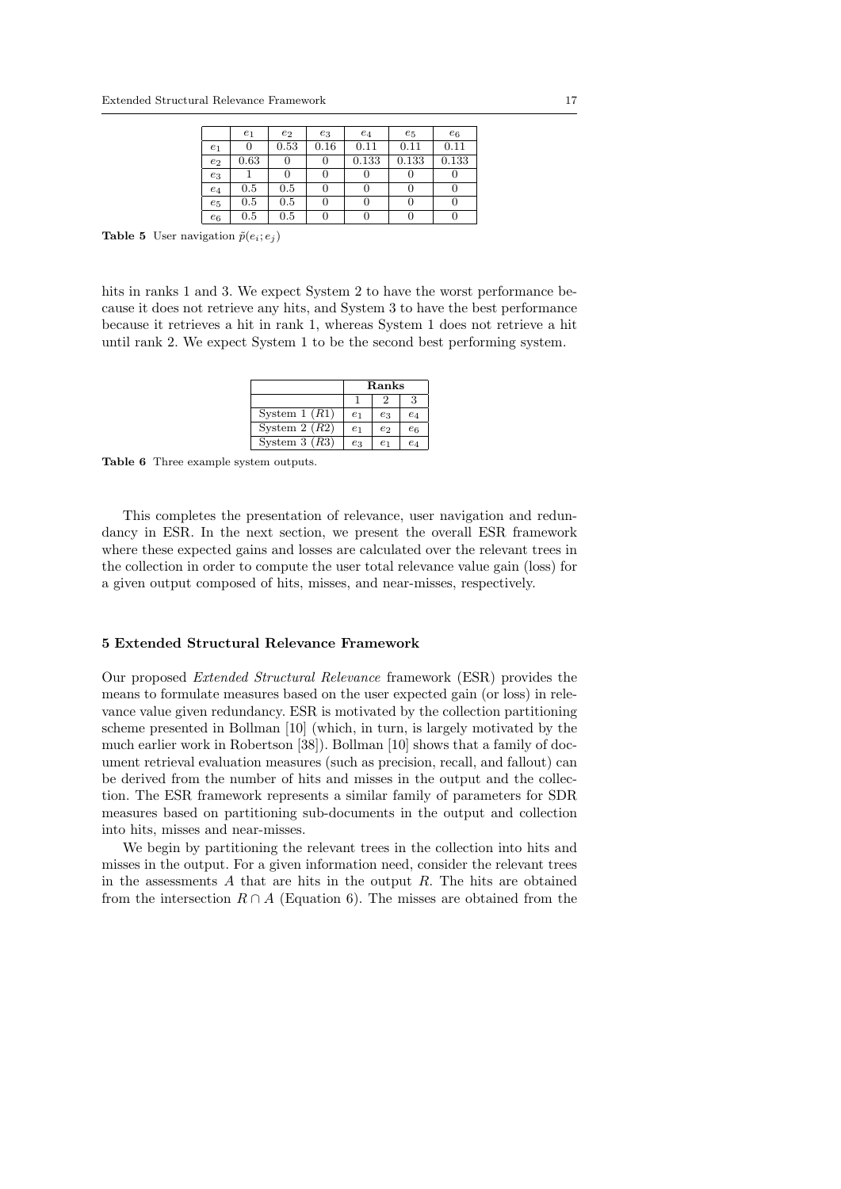| | $e_1$ | $e_2$ | $e_3$ | $e_4$ | $e_5$ | $e_6$ |
|---|---|---|---|---|---|---|
| $e_1$ | 0 | 0.53 | 0.16 | 0.11 | 0.11 | 0.11 |
| $e_2$ | 0.63 | 0 | 0 | 0.133 | 0.133 | 0.133 |
| $e_3$ | 1 | 0 | 0 | 0 | 0 | 0 |
| $e_4$ | 0.5 | 0.5 | 0 | 0 | 0 | 0 |
| $e_5$ | 0.5 | 0.5 | 0 | 0 | 0 | 0 |
| $e_6$ | 0.5 | 0.5 | 0 | 0 | 0 | 0 |

**Table 5** User navigation $\tilde{p}(e_i; e_j)$

hits in ranks 1 and 3. We expect System 2 to have the worst performance because it does not retrieve any hits, and System 3 to have the best performance because it retrieves a hit in rank 1, whereas System 1 does not retrieve a hit until rank 2. We expect System 1 to be the second best performing system.

| | **Ranks** | | |
|---|---|---|---|
| | 1 | 2 | 3 |
| System 1 ($R1$) | $e_1$ | $e_3$ | $e_4$ |
| System 2 ($R2$) | $e_1$ | $e_2$ | $e_6$ |
| System 3 ($R3$) | $e_3$ | $e_1$ | $e_4$ |

**Table 6** Three example system outputs.

This completes the presentation of relevance, user navigation and redundancy in ESR. In the next section, we present the overall ESR framework where these expected gains and losses are calculated over the relevant trees in the collection in order to compute the user total relevance value gain (loss) for a given output composed of hits, misses, and near-misses, respectively.

## 5 Extended Structural Relevance Framework

Our proposed *Extended Structural Relevance* framework (ESR) provides the means to formulate measures based on the user expected gain (or loss) in relevance value given redundancy. ESR is motivated by the collection partitioning scheme presented in Bollman [10] (which, in turn, is largely motivated by the much earlier work in Robertson [38]). Bollman [10] shows that a family of document retrieval evaluation measures (such as precision, recall, and fallout) can be derived from the number of hits and misses in the output and the collection. The ESR framework represents a similar family of parameters for SDR measures based on partitioning sub-documents in the output and collection into hits, misses and near-misses.

We begin by partitioning the relevant trees in the collection into hits and misses in the output. For a given information need, consider the relevant trees in the assessments $A$ that are hits in the output $R$. The hits are obtained from the intersection $R \cap A$ (Equation 6). The misses are obtained from the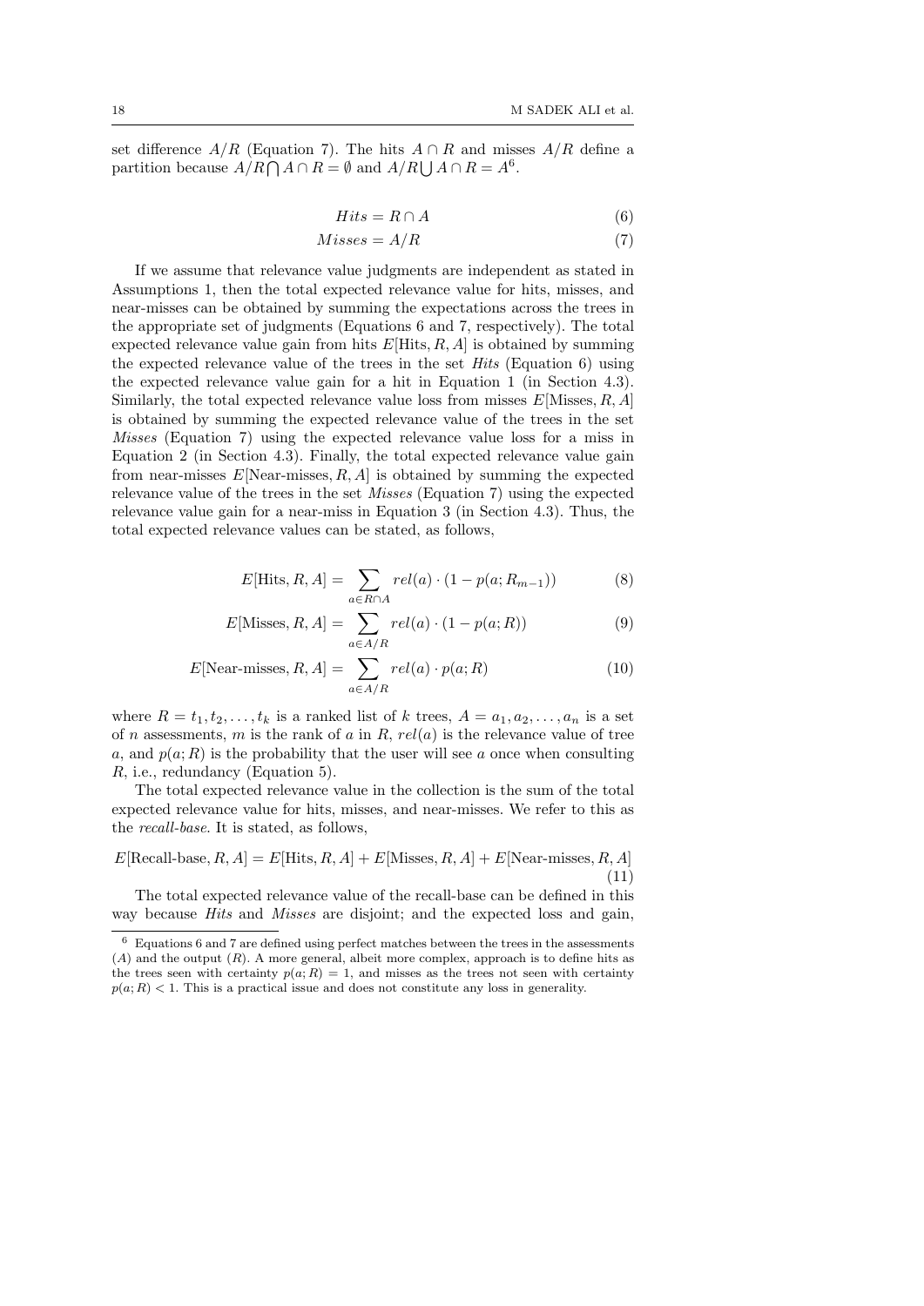set difference $A/R$ (Equation 7). The hits $A \cap R$ and misses $A/R$ define a partition because $A/R \bigcap A \cap R = \emptyset$ and $A/R \bigcup A \cap R = A$[6].

$$Hits = R \cap A \tag{6}$$

$$Misses = A/R \tag{7}$$

If we assume that relevance value judgments are independent as stated in Assumptions 1, then the total expected relevance value for hits, misses, and near-misses can be obtained by summing the expectations across the trees in the appropriate set of judgments (Equations 6 and 7, respectively). The total expected relevance value gain from hits $E[\text{Hits}, R, A]$ is obtained by summing the expected relevance value of the trees in the set *Hits* (Equation 6) using the expected relevance value gain for a hit in Equation 1 (in Section 4.3). Similarly, the total expected relevance value loss from misses $E[\text{Misses}, R, A]$ is obtained by summing the expected relevance value of the trees in the set *Misses* (Equation 7) using the expected relevance value loss for a miss in Equation 2 (in Section 4.3). Finally, the total expected relevance value gain from near-misses $E[\text{Near-misses}, R, A]$ is obtained by summing the expected relevance value of the trees in the set *Misses* (Equation 7) using the expected relevance value gain for a near-miss in Equation 3 (in Section 4.3). Thus, the total expected relevance values can be stated, as follows,

$$E[\text{Hits}, R, A] = \sum_{a \in R \cap A} rel(a) \cdot (1 - p(a; R_{m-1})) \tag{8}$$

$$E[\text{Misses}, R, A] = \sum_{a \in A/R} rel(a) \cdot (1 - p(a; R)) \tag{9}$$

$$E[\text{Near-misses}, R, A] = \sum_{a \in A/R} rel(a) \cdot p(a; R) \tag{10}$$

where $R = t_1, t_2, \ldots, t_k$ is a ranked list of $k$ trees, $A = a_1, a_2, \ldots, a_n$ is a set of $n$ assessments, $m$ is the rank of $a$ in $R$, $rel(a)$ is the relevance value of tree $a$, and $p(a; R)$ is the probability that the user will see $a$ once when consulting $R$, i.e., redundancy (Equation 5).

The total expected relevance value in the collection is the sum of the total expected relevance value for hits, misses, and near-misses. We refer to this as the *recall-base*. It is stated, as follows,

$$E[\text{Recall-base}, R, A] = E[\text{Hits}, R, A] + E[\text{Misses}, R, A] + E[\text{Near-misses}, R, A] \tag{11}$$

The total expected relevance value of the recall-base can be defined in this way because *Hits* and *Misses* are disjoint; and the expected loss and gain,

---

[6] Equations 6 and 7 are defined using perfect matches between the trees in the assessments ($A$) and the output ($R$). A more general, albeit more complex, approach is to define hits as the trees seen with certainty $p(a; R) = 1$, and misses as the trees not seen with certainty $p(a; R) < 1$. This is a practical issue and does not constitute any loss in generality.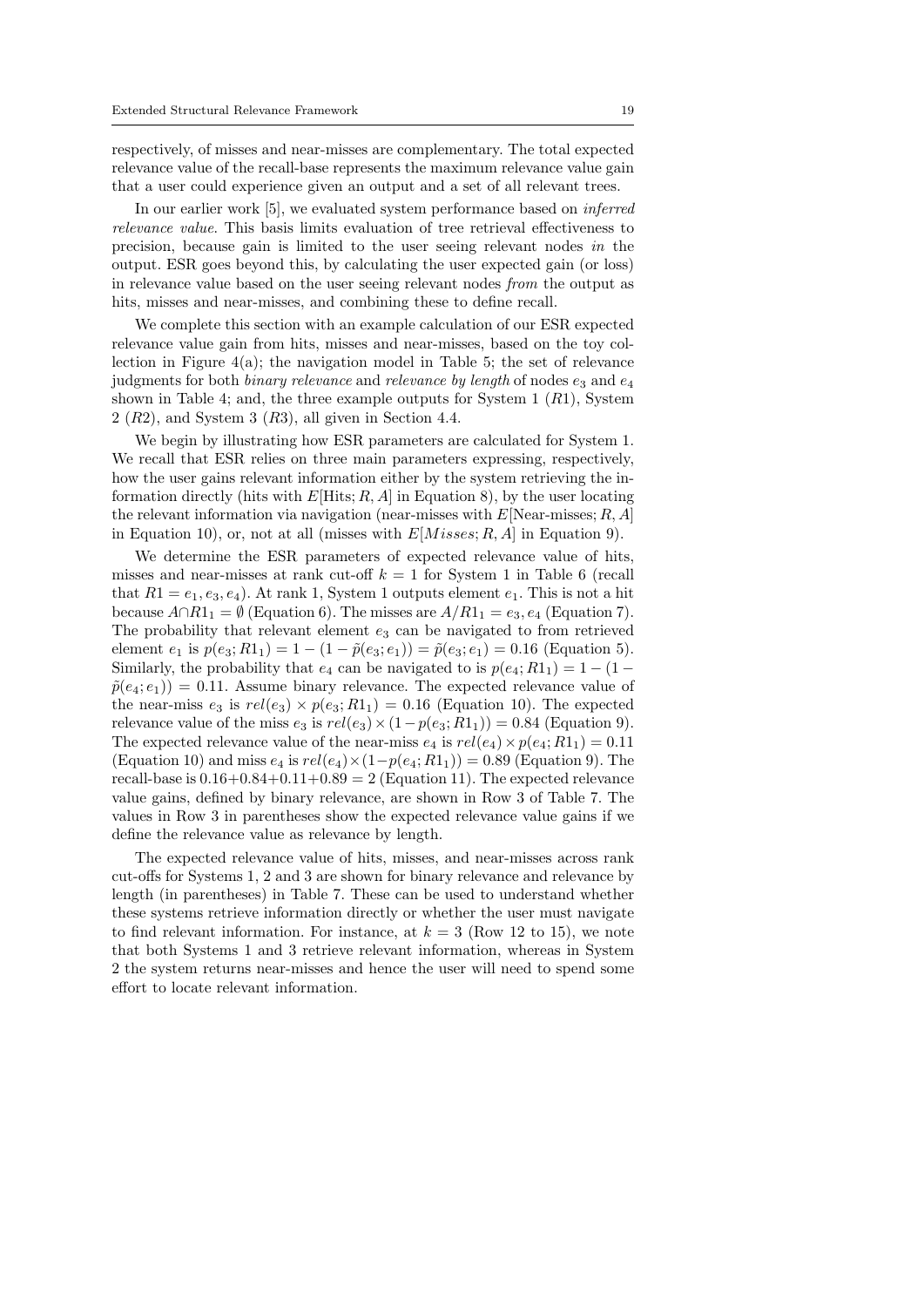respectively, of misses and near-misses are complementary. The total expected relevance value of the recall-base represents the maximum relevance value gain that a user could experience given an output and a set of all relevant trees.

In our earlier work [5], we evaluated system performance based on *inferred relevance value*. This basis limits evaluation of tree retrieval effectiveness to precision, because gain is limited to the user seeing relevant nodes *in* the output. ESR goes beyond this, by calculating the user expected gain (or loss) in relevance value based on the user seeing relevant nodes *from* the output as hits, misses and near-misses, and combining these to define recall.

We complete this section with an example calculation of our ESR expected relevance value gain from hits, misses and near-misses, based on the toy collection in Figure 4(a); the navigation model in Table 5; the set of relevance judgments for both *binary relevance* and *relevance by length* of nodes $e_3$ and $e_4$ shown in Table 4; and, the three example outputs for System 1 ($R1$), System 2 ($R2$), and System 3 ($R3$), all given in Section 4.4.

We begin by illustrating how ESR parameters are calculated for System 1. We recall that ESR relies on three main parameters expressing, respectively, how the user gains relevant information either by the system retrieving the information directly (hits with $E[\text{Hits}; R, A]$ in Equation 8), by the user locating the relevant information via navigation (near-misses with $E[\text{Near-misses}; R, A]$ in Equation 10), or, not at all (misses with $E[Misses; R, A]$ in Equation 9).

We determine the ESR parameters of expected relevance value of hits, misses and near-misses at rank cut-off $k = 1$ for System 1 in Table 6 (recall that $R1 = e_1, e_3, e_4$). At rank 1, System 1 outputs element $e_1$. This is not a hit because $A \cap R1_1 = \emptyset$ (Equation 6). The misses are $A/R1_1 = e_3, e_4$ (Equation 7). The probability that relevant element $e_3$ can be navigated to from retrieved element $e_1$ is $p(e_3; R1_1) = 1 - (1 - \tilde{p}(e_3; e_1)) = \tilde{p}(e_3; e_1) = 0.16$ (Equation 5). Similarly, the probability that $e_4$ can be navigated to is $p(e_4; R1_1) = 1 - (1 - \tilde{p}(e_4; e_1)) = 0.11$. Assume binary relevance. The expected relevance value of the near-miss $e_3$ is $rel(e_3) \times p(e_3; R1_1) = 0.16$ (Equation 10). The expected relevance value of the miss $e_3$ is $rel(e_3) \times (1 - p(e_3; R1_1)) = 0.84$ (Equation 9). The expected relevance value of the near-miss $e_4$ is $rel(e_4) \times p(e_4; R1_1) = 0.11$ (Equation 10) and miss $e_4$ is $rel(e_4) \times (1 - p(e_4; R1_1)) = 0.89$ (Equation 9). The recall-base is $0.16 + 0.84 + 0.11 + 0.89 = 2$ (Equation 11). The expected relevance value gains, defined by binary relevance, are shown in Row 3 of Table 7. The values in Row 3 in parentheses show the expected relevance value gains if we define the relevance value as relevance by length.

The expected relevance value of hits, misses, and near-misses across rank cut-offs for Systems 1, 2 and 3 are shown for binary relevance and relevance by length (in parentheses) in Table 7. These can be used to understand whether these systems retrieve information directly or whether the user must navigate to find relevant information. For instance, at $k = 3$ (Row 12 to 15), we note that both Systems 1 and 3 retrieve relevant information, whereas in System 2 the system returns near-misses and hence the user will need to spend some effort to locate relevant information.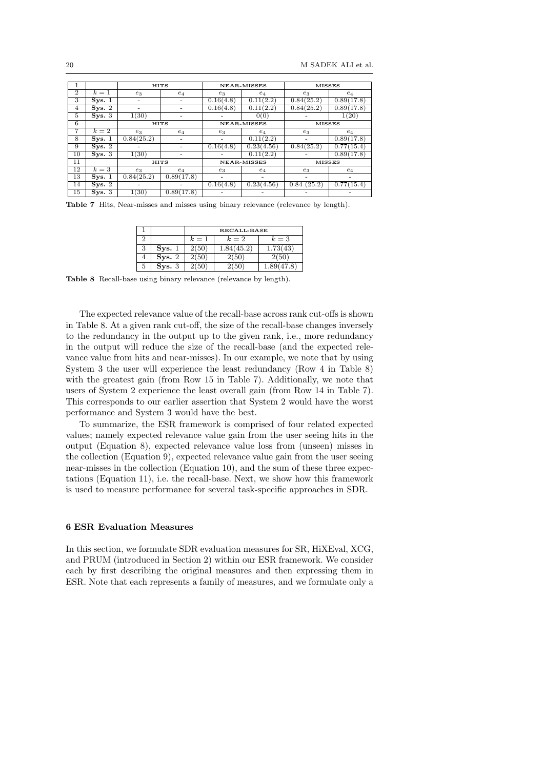| 1 | | HITS | | NEAR-MISSES | | MISSES | |
|---|---|---|---|---|---|---|---|
| 2 | $k=1$ | $e_3$ | $e_4$ | $e_3$ | $e_4$ | $e_3$ | $e_4$ |
| 3 | **Sys.** 1 | - | - | 0.16(4.8) | 0.11(2.2) | 0.84(25.2) | 0.89(17.8) |
| 4 | **Sys.** 2 | - | - | 0.16(4.8) | 0.11(2.2) | 0.84(25.2) | 0.89(17.8) |
| 5 | **Sys.** 3 | 1(30) | - | - | 0(0) | - | 1(20) |
| 6 | | HITS | | NEAR-MISSES | | MISSES | |
| 7 | $k=2$ | $e_3$ | $e_4$ | $e_3$ | $e_4$ | $e_3$ | $e_4$ |
| 8 | **Sys.** 1 | 0.84(25.2) | - | - | 0.11(2.2) | - | 0.89(17.8) |
| 9 | **Sys.** 2 | - | - | 0.16(4.8) | 0.23(4.56) | 0.84(25.2) | 0.77(15.4) |
| 10 | **Sys.** 3 | 1(30) | - | - | 0.11(2.2) | - | 0.89(17.8) |
| 11 | | HITS | | NEAR-MISSES | | MISSES | |
| 12 | $k=3$ | $e_3$ | $e_4$ | $e_3$ | $e_4$ | $e_3$ | $e_4$ |
| 13 | **Sys.** 1 | 0.84(25.2) | 0.89(17.8) | - | - | - | - |
| 14 | **Sys.** 2 | - | - | 0.16(4.8) | 0.23(4.56) | 0.84 (25.2) | 0.77(15.4) |
| 15 | **Sys.** 3 | 1(30) | 0.89(17.8) | - | - | - | - |

**Table 7** Hits, Near-misses and misses using binary relevance (relevance by length).

| 1 | | RECALL-BASE | | |
|---|---|---|---|---|
| 2 | | $k=1$ | $k=2$ | $k=3$ |
| 3 | **Sys.** 1 | 2(50) | 1.84(45.2) | 1.73(43) |
| 4 | **Sys.** 2 | 2(50) | 2(50) | 2(50) |
| 5 | **Sys.** 3 | 2(50) | 2(50) | 1.89(47.8) |

**Table 8** Recall-base using binary relevance (relevance by length).

The expected relevance value of the recall-base across rank cut-offs is shown in Table 8. At a given rank cut-off, the size of the recall-base changes inversely to the redundancy in the output up to the given rank, i.e., more redundancy in the output will reduce the size of the recall-base (and the expected relevance value from hits and near-misses). In our example, we note that by using System 3 the user will experience the least redundancy (Row 4 in Table 8) with the greatest gain (from Row 15 in Table 7). Additionally, we note that users of System 2 experience the least overall gain (from Row 14 in Table 7). This corresponds to our earlier assertion that System 2 would have the worst performance and System 3 would have the best.

To summarize, the ESR framework is comprised of four related expected values; namely expected relevance value gain from the user seeing hits in the output (Equation 8), expected relevance value loss from (unseen) misses in the collection (Equation 9), expected relevance value gain from the user seeing near-misses in the collection (Equation 10), and the sum of these three expectations (Equation 11), i.e. the recall-base. Next, we show how this framework is used to measure performance for several task-specific approaches in SDR.

## 6 ESR Evaluation Measures

In this section, we formulate SDR evaluation measures for SR, HiXEval, XCG, and PRUM (introduced in Section 2) within our ESR framework. We consider each by first describing the original measures and then expressing them in ESR. Note that each represents a family of measures, and we formulate only a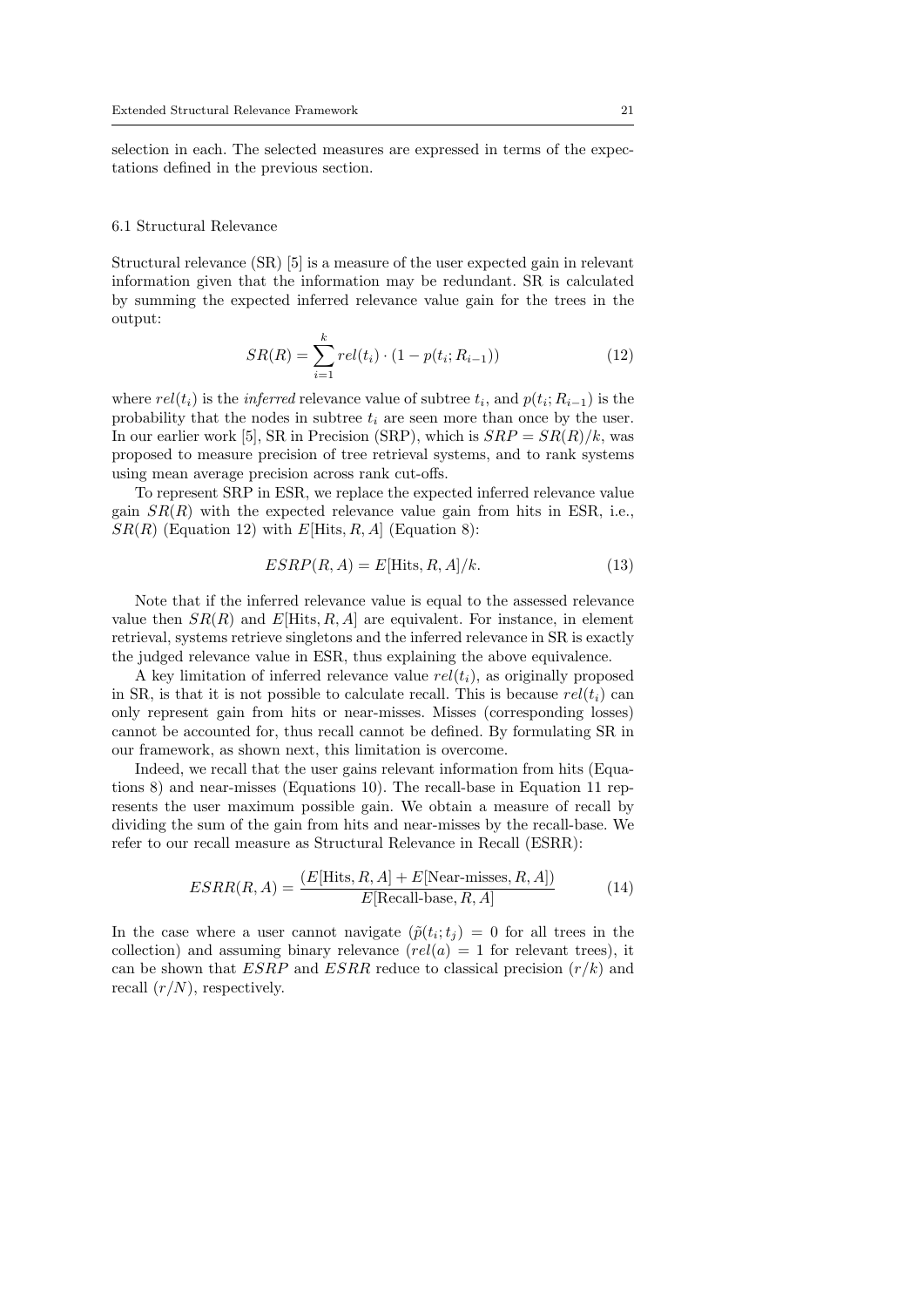selection in each. The selected measures are expressed in terms of the expectations defined in the previous section.

### 6.1 Structural Relevance

Structural relevance (SR) [5] is a measure of the user expected gain in relevant information given that the information may be redundant. SR is calculated by summing the expected inferred relevance value gain for the trees in the output:

$$SR(R) = \sum_{i=1}^{k} rel(t_i) \cdot (1 - p(t_i; R_{i-1})) \tag{12}$$

where $rel(t_i)$ is the *inferred* relevance value of subtree $t_i$, and $p(t_i; R_{i-1})$ is the probability that the nodes in subtree $t_i$ are seen more than once by the user. In our earlier work [5], SR in Precision (SRP), which is $SRP = SR(R)/k$, was proposed to measure precision of tree retrieval systems, and to rank systems using mean average precision across rank cut-offs.

To represent SRP in ESR, we replace the expected inferred relevance value gain $SR(R)$ with the expected relevance value gain from hits in ESR, i.e., $SR(R)$ (Equation 12) with $E[\text{Hits}, R, A]$ (Equation 8):

$$ESRP(R, A) = E[\text{Hits}, R, A]/k. \tag{13}$$

Note that if the inferred relevance value is equal to the assessed relevance value then $SR(R)$ and $E[\text{Hits}, R, A]$ are equivalent. For instance, in element retrieval, systems retrieve singletons and the inferred relevance in SR is exactly the judged relevance value in ESR, thus explaining the above equivalence.

A key limitation of inferred relevance value $rel(t_i)$, as originally proposed in SR, is that it is not possible to calculate recall. This is because $rel(t_i)$ can only represent gain from hits or near-misses. Misses (corresponding losses) cannot be accounted for, thus recall cannot be defined. By formulating SR in our framework, as shown next, this limitation is overcome.

Indeed, we recall that the user gains relevant information from hits (Equations 8) and near-misses (Equations 10). The recall-base in Equation 11 represents the user maximum possible gain. We obtain a measure of recall by dividing the sum of the gain from hits and near-misses by the recall-base. We refer to our recall measure as Structural Relevance in Recall (ESRR):

$$ESRR(R, A) = \frac{(E[\text{Hits}, R, A] + E[\text{Near-misses}, R, A])}{E[\text{Recall-base}, R, A]} \tag{14}$$

In the case where a user cannot navigate ($\tilde{p}(t_i; t_j) = 0$ for all trees in the collection) and assuming binary relevance ($rel(a) = 1$ for relevant trees), it can be shown that $ESRP$ and $ESRR$ reduce to classical precision ($r/k$) and recall ($r/N$), respectively.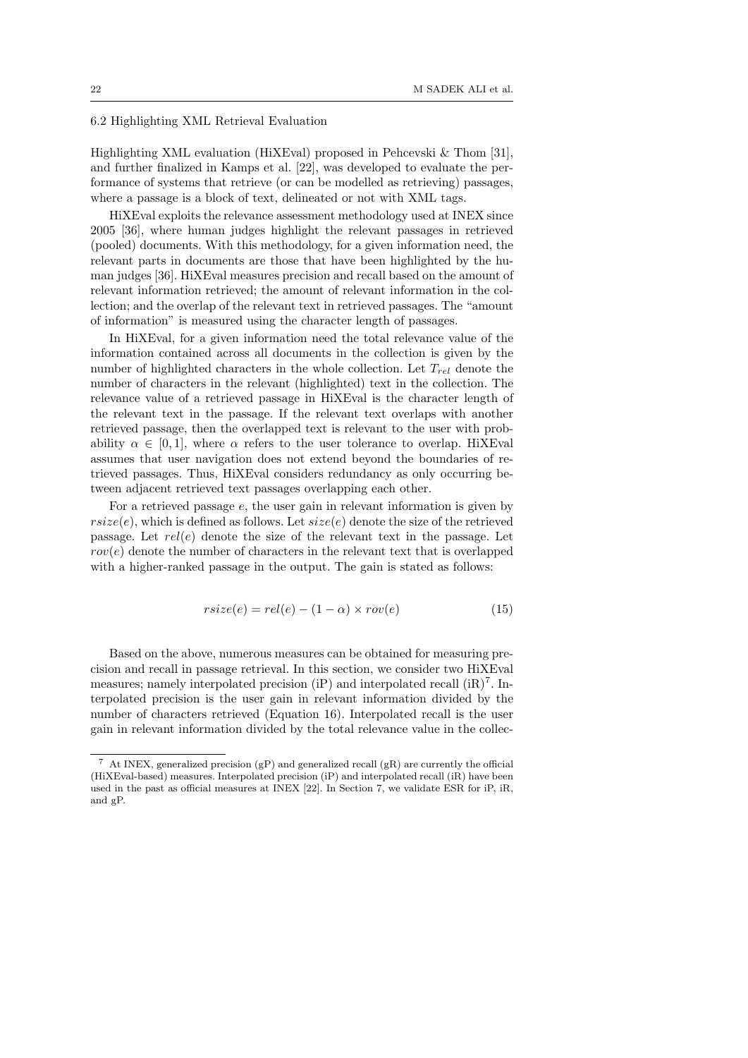### 6.2 Highlighting XML Retrieval Evaluation

Highlighting XML evaluation (HiXEval) proposed in Pehcevski & Thom [31], and further finalized in Kamps et al. [22], was developed to evaluate the performance of systems that retrieve (or can be modelled as retrieving) passages, where a passage is a block of text, delineated or not with XML tags.

HiXEval exploits the relevance assessment methodology used at INEX since 2005 [36], where human judges highlight the relevant passages in retrieved (pooled) documents. With this methodology, for a given information need, the relevant parts in documents are those that have been highlighted by the human judges [36]. HiXEval measures precision and recall based on the amount of relevant information retrieved; the amount of relevant information in the collection; and the overlap of the relevant text in retrieved passages. The "amount of information" is measured using the character length of passages.

In HiXEval, for a given information need the total relevance value of the information contained across all documents in the collection is given by the number of highlighted characters in the whole collection. Let $T_{rel}$ denote the number of characters in the relevant (highlighted) text in the collection. The relevance value of a retrieved passage in HiXEval is the character length of the relevant text in the passage. If the relevant text overlaps with another retrieved passage, then the overlapped text is relevant to the user with probability $\alpha \in [0, 1]$, where $\alpha$ refers to the user tolerance to overlap. HiXEval assumes that user navigation does not extend beyond the boundaries of retrieved passages. Thus, HiXEval considers redundancy as only occurring between adjacent retrieved text passages overlapping each other.

For a retrieved passage $e$, the user gain in relevant information is given by $rsize(e)$, which is defined as follows. Let $size(e)$ denote the size of the retrieved passage. Let $rel(e)$ denote the size of the relevant text in the passage. Let $rov(e)$ denote the number of characters in the relevant text that is overlapped with a higher-ranked passage in the output. The gain is stated as follows:

$$rsize(e) = rel(e) - (1 - \alpha) \times rov(e) \tag{15}$$

Based on the above, numerous measures can be obtained for measuring precision and recall in passage retrieval. In this section, we consider two HiXEval measures; namely interpolated precision (iP) and interpolated recall (iR)[7]. Interpolated precision is the user gain in relevant information divided by the number of characters retrieved (Equation 16). Interpolated recall is the user gain in relevant information divided by the total relevance value in the collec-

[7] At INEX, generalized precision (gP) and generalized recall (gR) are currently the official (HiXEval-based) measures. Interpolated precision (iP) and interpolated recall (iR) have been used in the past as official measures at INEX [22]. In Section 7, we validate ESR for iP, iR, and gP.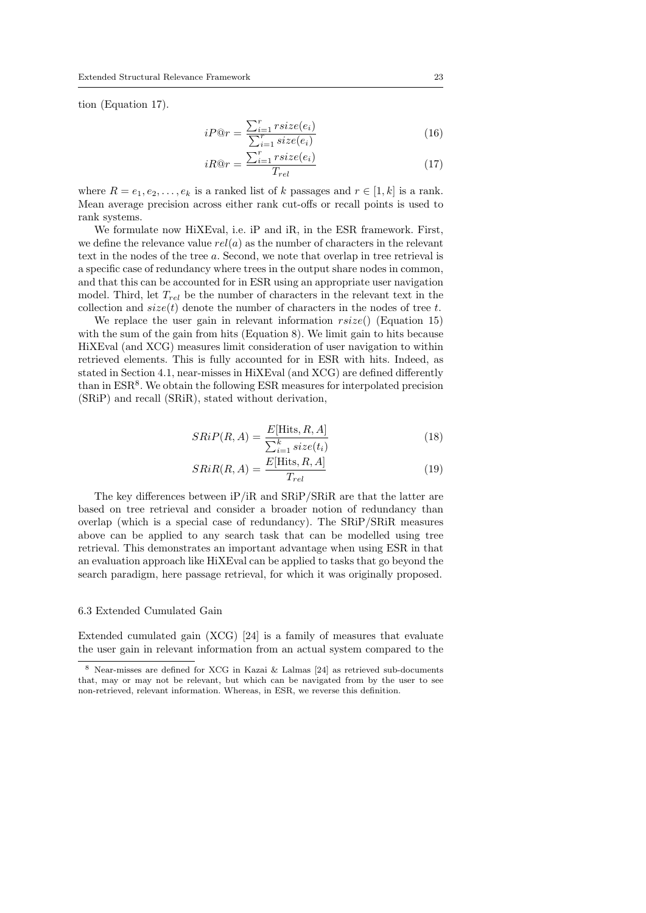tion (Equation 17).

$$iP@r = \frac{\sum_{i=1}^{r} rsize(e_i)}{\sum_{i=1}^{r} size(e_i)} \tag{16}$$

$$iR@r = \frac{\sum_{i=1}^{r} rsize(e_i)}{T_{rel}} \tag{17}$$

where $R = e_1, e_2, \ldots, e_k$ is a ranked list of $k$ passages and $r \in [1, k]$ is a rank. Mean average precision across either rank cut-offs or recall points is used to rank systems.

We formulate now HiXEval, i.e. iP and iR, in the ESR framework. First, we define the relevance value $rel(a)$ as the number of characters in the relevant text in the nodes of the tree $a$. Second, we note that overlap in tree retrieval is a specific case of redundancy where trees in the output share nodes in common, and that this can be accounted for in ESR using an appropriate user navigation model. Third, let $T_{rel}$ be the number of characters in the relevant text in the collection and $size(t)$ denote the number of characters in the nodes of tree $t$.

We replace the user gain in relevant information $rsize()$ (Equation 15) with the sum of the gain from hits (Equation 8). We limit gain to hits because HiXEval (and XCG) measures limit consideration of user navigation to within retrieved elements. This is fully accounted for in ESR with hits. Indeed, as stated in Section 4.1, near-misses in HiXEval (and XCG) are defined differently than in ESR[8]. We obtain the following ESR measures for interpolated precision (SRiP) and recall (SRiR), stated without derivation,

$$SRiP(R, A) = \frac{E[\text{Hits}, R, A]}{\sum_{i=1}^{k} size(t_i)} \tag{18}$$

$$SRiR(R, A) = \frac{E[\text{Hits}, R, A]}{T_{rel}} \tag{19}$$

The key differences between iP/iR and SRiP/SRiR are that the latter are based on tree retrieval and consider a broader notion of redundancy than overlap (which is a special case of redundancy). The SRiP/SRiR measures above can be applied to any search task that can be modelled using tree retrieval. This demonstrates an important advantage when using ESR in that an evaluation approach like HiXEval can be applied to tasks that go beyond the search paradigm, here passage retrieval, for which it was originally proposed.

### 6.3 Extended Cumulated Gain

Extended cumulated gain (XCG) [24] is a family of measures that evaluate the user gain in relevant information from an actual system compared to the

[8] Near-misses are defined for XCG in Kazai & Lalmas [24] as retrieved sub-documents that, may or may not be relevant, but which can be navigated from by the user to see non-retrieved, relevant information. Whereas, in ESR, we reverse this definition.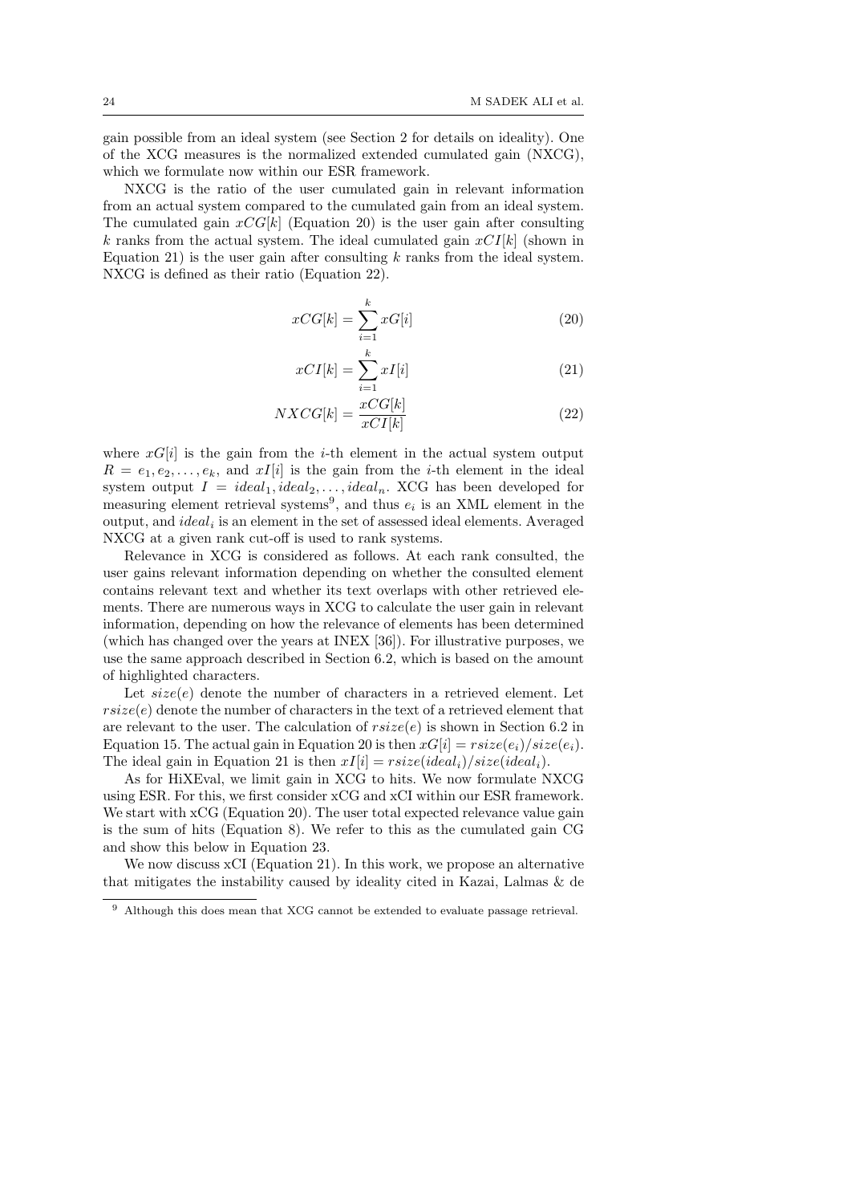gain possible from an ideal system (see Section 2 for details on ideality). One of the XCG measures is the normalized extended cumulated gain (NXCG), which we formulate now within our ESR framework.

NXCG is the ratio of the user cumulated gain in relevant information from an actual system compared to the cumulated gain from an ideal system. The cumulated gain $xCG[k]$ (Equation 20) is the user gain after consulting $k$ ranks from the actual system. The ideal cumulated gain $xCI[k]$ (shown in Equation 21) is the user gain after consulting $k$ ranks from the ideal system. NXCG is defined as their ratio (Equation 22).

$$xCG[k] = \sum_{i=1}^{k} xG[i] \tag{20}$$

$$xCI[k] = \sum_{i=1}^{k} xI[i] \tag{21}$$

$$NXCG[k] = \frac{xCG[k]}{xCI[k]} \tag{22}$$

where $xG[i]$ is the gain from the $i$-th element in the actual system output $R = e_1, e_2, \ldots, e_k$, and $xI[i]$ is the gain from the $i$-th element in the ideal system output $I = ideal_1, ideal_2, \ldots, ideal_n$. XCG has been developed for measuring element retrieval systems[9], and thus $e_i$ is an XML element in the output, and $ideal_i$ is an element in the set of assessed ideal elements. Averaged NXCG at a given rank cut-off is used to rank systems.

Relevance in XCG is considered as follows. At each rank consulted, the user gains relevant information depending on whether the consulted element contains relevant text and whether its text overlaps with other retrieved elements. There are numerous ways in XCG to calculate the user gain in relevant information, depending on how the relevance of elements has been determined (which has changed over the years at INEX [36]). For illustrative purposes, we use the same approach described in Section 6.2, which is based on the amount of highlighted characters.

Let $size(e)$ denote the number of characters in a retrieved element. Let $rsize(e)$ denote the number of characters in the text of a retrieved element that are relevant to the user. The calculation of $rsize(e)$ is shown in Section 6.2 in Equation 15. The actual gain in Equation 20 is then $xG[i] = rsize(e_i)/size(e_i)$. The ideal gain in Equation 21 is then $xI[i] = rsize(ideal_i)/size(ideal_i)$.

As for HiXEval, we limit gain in XCG to hits. We now formulate NXCG using ESR. For this, we first consider xCG and xCI within our ESR framework. We start with xCG (Equation 20). The user total expected relevance value gain is the sum of hits (Equation 8). We refer to this as the cumulated gain CG and show this below in Equation 23.

We now discuss xCI (Equation 21). In this work, we propose an alternative that mitigates the instability caused by ideality cited in Kazai, Lalmas & de

[9] Although this does mean that XCG cannot be extended to evaluate passage retrieval.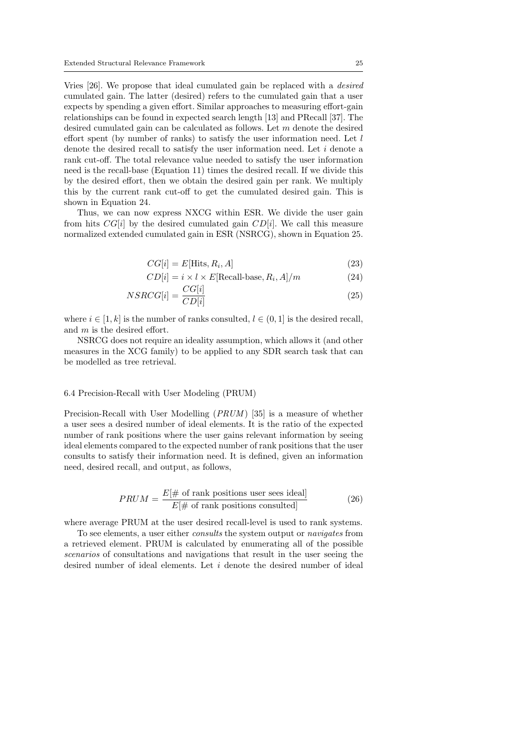Vries [26]. We propose that ideal cumulated gain be replaced with a *desired* cumulated gain. The latter (desired) refers to the cumulated gain that a user expects by spending a given effort. Similar approaches to measuring effort-gain relationships can be found in expected search length [13] and PRecall [37]. The desired cumulated gain can be calculated as follows. Let $m$ denote the desired effort spent (by number of ranks) to satisfy the user information need. Let $l$ denote the desired recall to satisfy the user information need. Let $i$ denote a rank cut-off. The total relevance value needed to satisfy the user information need is the recall-base (Equation 11) times the desired recall. If we divide this by the desired effort, then we obtain the desired gain per rank. We multiply this by the current rank cut-off to get the cumulated desired gain. This is shown in Equation 24.

Thus, we can now express NXCG within ESR. We divide the user gain from hits $CG[i]$ by the desired cumulated gain $CD[i]$. We call this measure normalized extended cumulated gain in ESR (NSRCG), shown in Equation 25.

$$CG[i] = E[\text{Hits}, R_i, A] \tag{23}$$

$$CD[i] = i \times l \times E[\text{Recall-base}, R_i, A]/m \tag{24}$$

$$NSRCG[i] = \frac{CG[i]}{CD[i]} \tag{25}$$

where $i \in [1, k]$ is the number of ranks consulted, $l \in (0, 1]$ is the desired recall, and $m$ is the desired effort.

NSRCG does not require an ideality assumption, which allows it (and other measures in the XCG family) to be applied to any SDR search task that can be modelled as tree retrieval.

### 6.4 Precision-Recall with User Modeling (PRUM)

Precision-Recall with User Modelling ($PRUM$) [35] is a measure of whether a user sees a desired number of ideal elements. It is the ratio of the expected number of rank positions where the user gains relevant information by seeing ideal elements compared to the expected number of rank positions that the user consults to satisfy their information need. It is defined, given an information need, desired recall, and output, as follows,

$$PRUM = \frac{E[\#\text{ of rank positions user sees ideal}]}{E[\#\text{ of rank positions consulted}]} \tag{26}$$

where average PRUM at the user desired recall-level is used to rank systems.

To see elements, a user either *consults* the system output or *navigates* from a retrieved element. PRUM is calculated by enumerating all of the possible *scenarios* of consultations and navigations that result in the user seeing the desired number of ideal elements. Let $i$ denote the desired number of ideal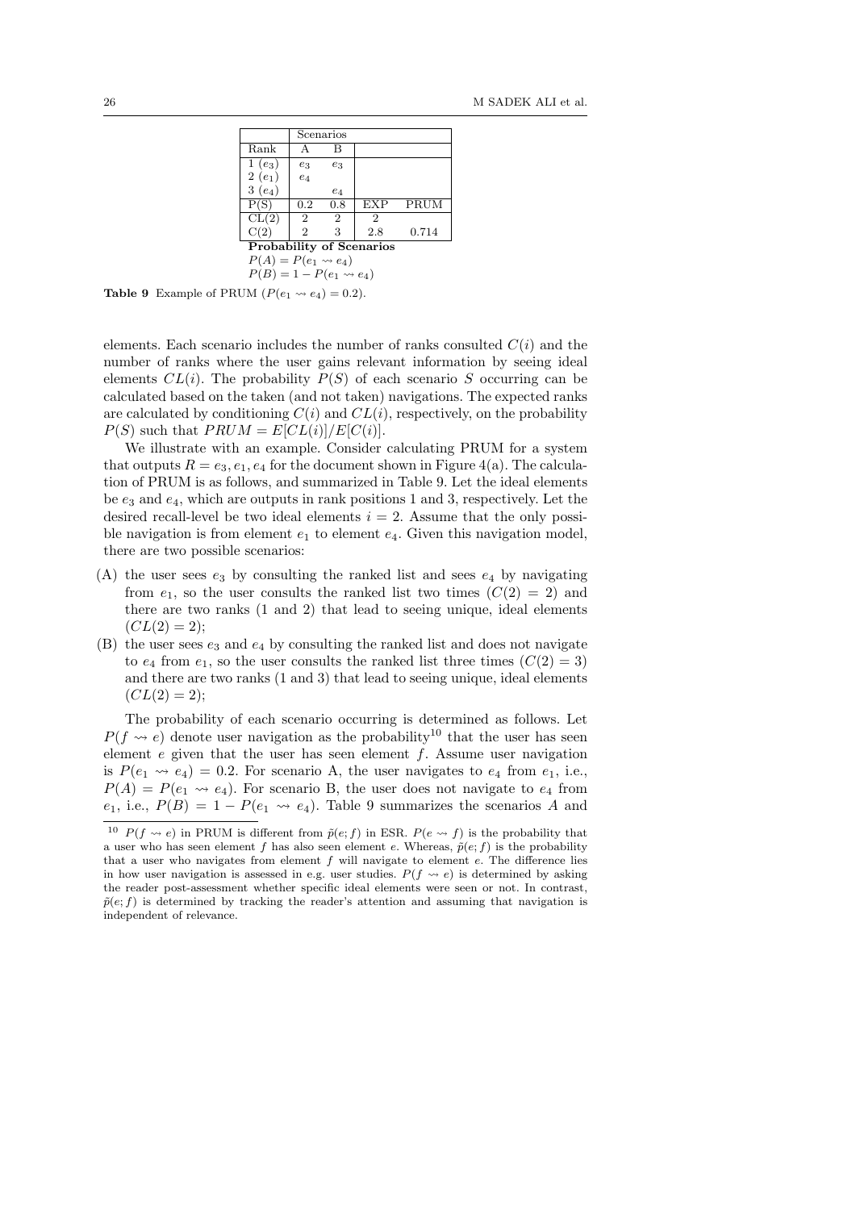| | Scenarios | | | |
|---|---|---|---|---|
| Rank | A | B | | |
| 1 ($e_3$) | $e_3$ | $e_3$ | | |
| 2 ($e_1$) | $e_4$ | | | |
| 3 ($e_4$) | | $e_4$ | | |
| P(S) | 0.2 | 0.8 | EXP | PRUM |
| CL(2) | 2 | 2 | 2 | |
| C(2) | 2 | 3 | 2.8 | 0.714 |

**Probability of Scenarios**
$P(A) = P(e_1 \rightsquigarrow e_4)$
$P(B) = 1 - P(e_1 \rightsquigarrow e_4)$

**Table 9** Example of PRUM ($P(e_1 \rightsquigarrow e_4) = 0.2$).

elements. Each scenario includes the number of ranks consulted $C(i)$ and the number of ranks where the user gains relevant information by seeing ideal elements $CL(i)$. The probability $P(S)$ of each scenario $S$ occurring can be calculated based on the taken (and not taken) navigations. The expected ranks are calculated by conditioning $C(i)$ and $CL(i)$, respectively, on the probability $P(S)$ such that $PRUM = E[CL(i)]/E[C(i)]$.

We illustrate with an example. Consider calculating PRUM for a system that outputs $R = e_3, e_1, e_4$ for the document shown in Figure 4(a). The calculation of PRUM is as follows, and summarized in Table 9. Let the ideal elements be $e_3$ and $e_4$, which are outputs in rank positions 1 and 3, respectively. Let the desired recall-level be two ideal elements $i = 2$. Assume that the only possible navigation is from element $e_1$ to element $e_4$. Given this navigation model, there are two possible scenarios:

(A) the user sees $e_3$ by consulting the ranked list and sees $e_4$ by navigating from $e_1$, so the user consults the ranked list two times ($C(2) = 2$) and there are two ranks (1 and 2) that lead to seeing unique, ideal elements ($CL(2) = 2$);
(B) the user sees $e_3$ and $e_4$ by consulting the ranked list and does not navigate to $e_4$ from $e_1$, so the user consults the ranked list three times ($C(2) = 3$) and there are two ranks (1 and 3) that lead to seeing unique, ideal elements ($CL(2) = 2$);

The probability of each scenario occurring is determined as follows. Let $P(f \rightsquigarrow e)$ denote user navigation as the probability[10] that the user has seen element $e$ given that the user has seen element $f$. Assume user navigation is $P(e_1 \rightsquigarrow e_4) = 0.2$. For scenario A, the user navigates to $e_4$ from $e_1$, i.e., $P(A) = P(e_1 \rightsquigarrow e_4)$. For scenario B, the user does not navigate to $e_4$ from $e_1$, i.e., $P(B) = 1 - P(e_1 \rightsquigarrow e_4)$. Table 9 summarizes the scenarios $A$ and

[10] $P(f \rightsquigarrow e)$ in PRUM is different from $\tilde{p}(e; f)$ in ESR. $P(e \rightsquigarrow f)$ is the probability that a user who has seen element $f$ has also seen element $e$. Whereas, $\tilde{p}(e; f)$ is the probability that a user who navigates from element $f$ will navigate to element $e$. The difference lies in how user navigation is assessed in e.g. user studies. $P(f \rightsquigarrow e)$ is determined by asking the reader post-assessment whether specific ideal elements were seen or not. In contrast, $\tilde{p}(e; f)$ is determined by tracking the reader's attention and assuming that navigation is independent of relevance.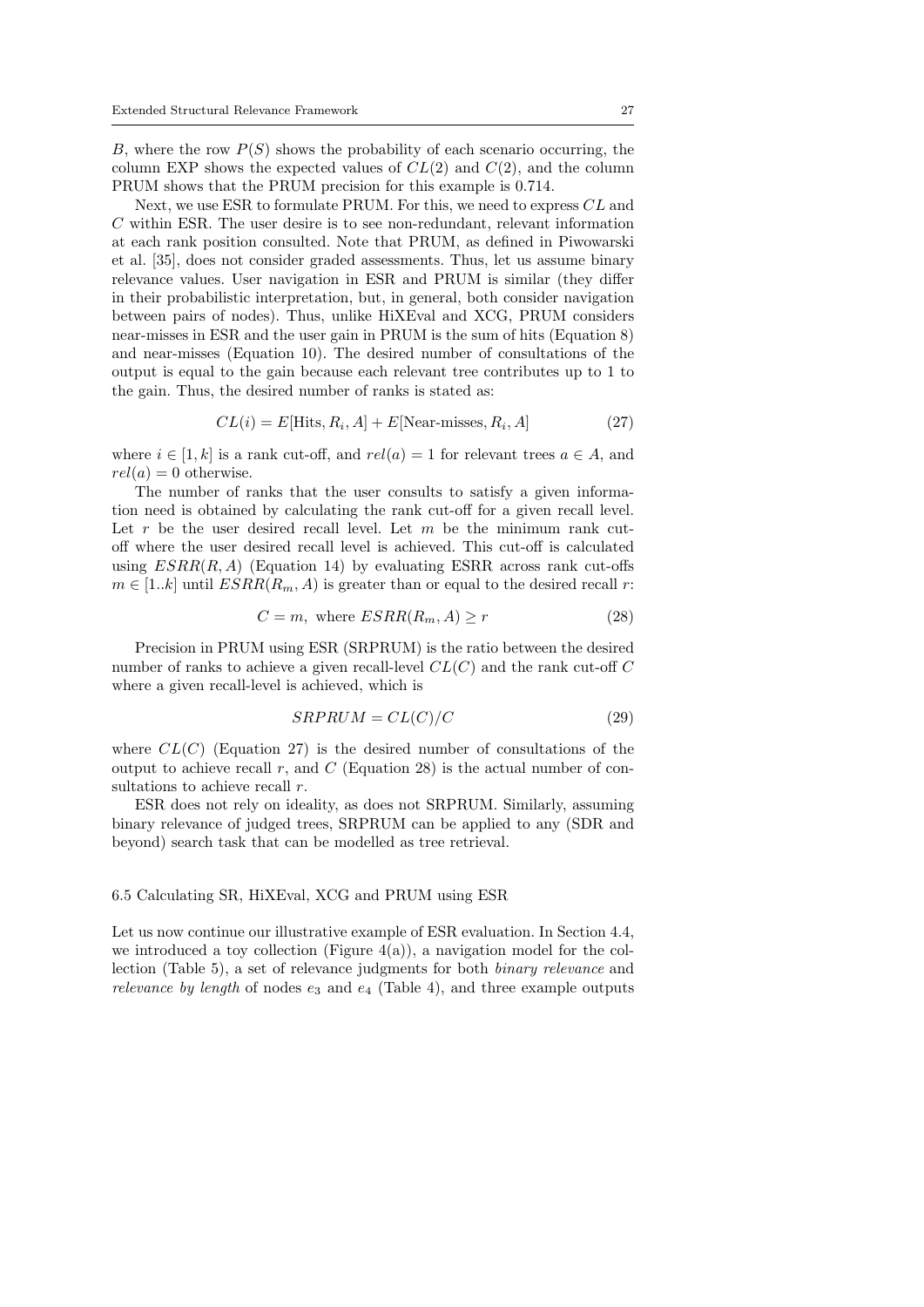$B$, where the row $P(S)$ shows the probability of each scenario occurring, the column EXP shows the expected values of $CL(2)$ and $C(2)$, and the column PRUM shows that the PRUM precision for this example is 0.714.

Next, we use ESR to formulate PRUM. For this, we need to express $CL$ and $C$ within ESR. The user desire is to see non-redundant, relevant information at each rank position consulted. Note that PRUM, as defined in Piwowarski et al. [35], does not consider graded assessments. Thus, let us assume binary relevance values. User navigation in ESR and PRUM is similar (they differ in their probabilistic interpretation, but, in general, both consider navigation between pairs of nodes). Thus, unlike HiXEval and XCG, PRUM considers near-misses in ESR and the user gain in PRUM is the sum of hits (Equation 8) and near-misses (Equation 10). The desired number of consultations of the output is equal to the gain because each relevant tree contributes up to 1 to the gain. Thus, the desired number of ranks is stated as:

$$CL(i) = E[\text{Hits}, R_i, A] + E[\text{Near-misses}, R_i, A] \tag{27}$$

where $i \in [1, k]$ is a rank cut-off, and $rel(a) = 1$ for relevant trees $a \in A$, and $rel(a) = 0$ otherwise.

The number of ranks that the user consults to satisfy a given information need is obtained by calculating the rank cut-off for a given recall level. Let $r$ be the user desired recall level. Let $m$ be the minimum rank cut-off where the user desired recall level is achieved. This cut-off is calculated using $ESRR(R, A)$ (Equation 14) by evaluating ESRR across rank cut-offs $m \in [1..k]$ until $ESRR(R_m, A)$ is greater than or equal to the desired recall $r$:

$$C = m, \text{ where } ESRR(R_m, A) \geq r \tag{28}$$

Precision in PRUM using ESR (SRPRUM) is the ratio between the desired number of ranks to achieve a given recall-level $CL(C)$ and the rank cut-off $C$ where a given recall-level is achieved, which is

$$SRPRUM = CL(C)/C \tag{29}$$

where $CL(C)$ (Equation 27) is the desired number of consultations of the output to achieve recall $r$, and $C$ (Equation 28) is the actual number of consultations to achieve recall $r$.

ESR does not rely on ideality, as does not SRPRUM. Similarly, assuming binary relevance of judged trees, SRPRUM can be applied to any (SDR and beyond) search task that can be modelled as tree retrieval.

### 6.5 Calculating SR, HiXEval, XCG and PRUM using ESR

Let us now continue our illustrative example of ESR evaluation. In Section 4.4, we introduced a toy collection (Figure 4(a)), a navigation model for the collection (Table 5), a set of relevance judgments for both *binary relevance* and *relevance by length* of nodes $e_3$ and $e_4$ (Table 4), and three example outputs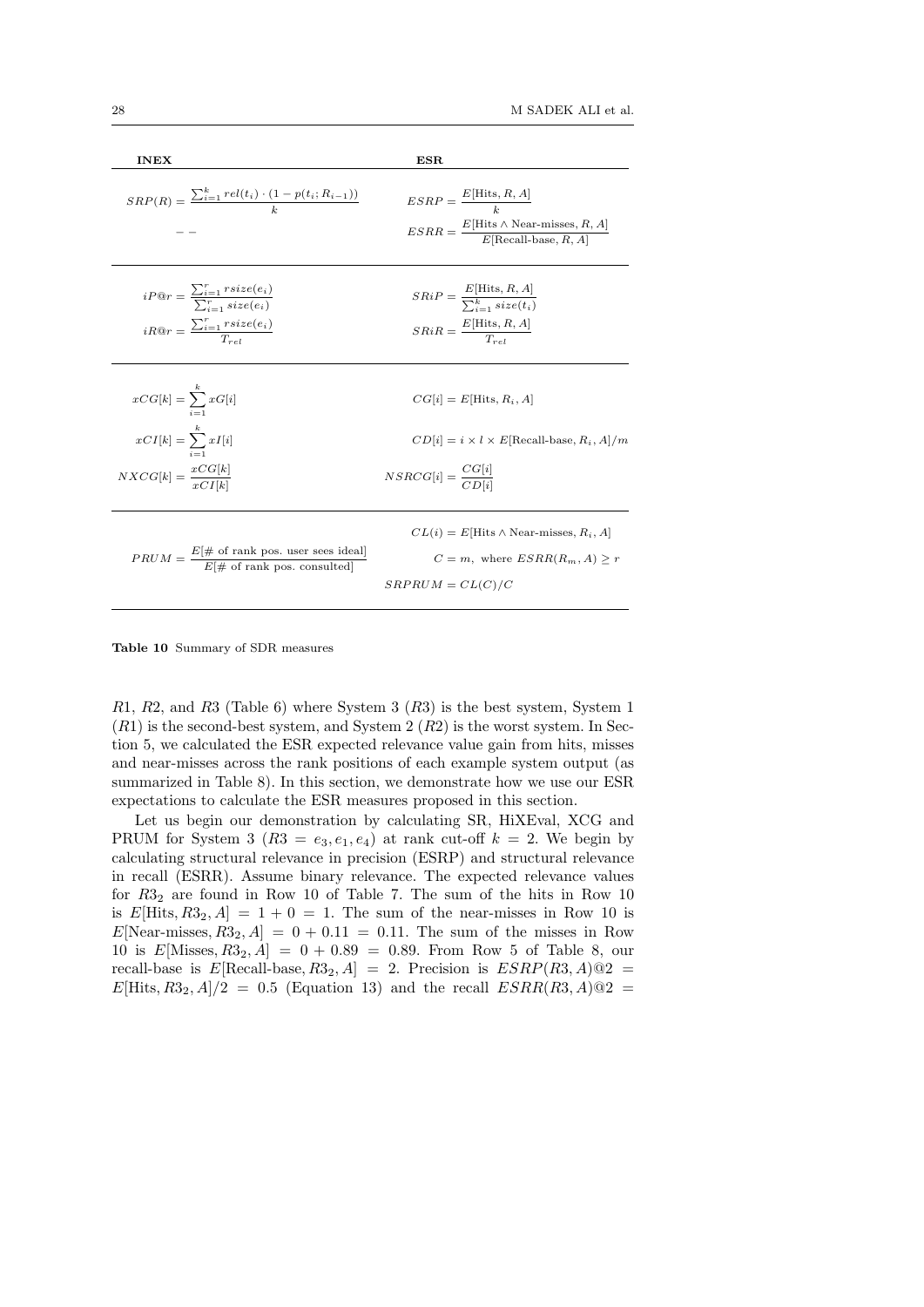| **INEX** | **ESR** |
|---|---|
| $SRP(R) = \frac{\sum_{i=1}^{k} rel(t_i) \cdot (1 - p(t_i; R_{i-1}))}{k}$ | $ESRP = \frac{E[\text{Hits}, R, A]}{k}$ |
| $--$ | $ESRR = \frac{E[\text{Hits} \wedge \text{Near-misses}, R, A]}{E[\text{Recall-base}, R, A]}$ |
| $iP@r = \frac{\sum_{i=1}^{r} rsize(e_i)}{\sum_{i=1}^{r} size(e_i)}$ | $SRiP = \frac{E[\text{Hits}, R, A]}{\sum_{i=1}^{k} size(t_i)}$ |
| $iR@r = \frac{\sum_{i=1}^{r} rsize(e_i)}{T_{rel}}$ | $SRiR = \frac{E[\text{Hits}, R, A]}{T_{rel}}$ |
| $xCG[k] = \sum_{i=1}^{k} xG[i]$ | $CG[i] = E[\text{Hits}, R_i, A]$ |
| $xCI[k] = \sum_{i=1}^{k} xI[i]$ | $CD[i] = i \times l \times E[\text{Recall-base}, R_i, A]/m$ |
| $NXCG[k] = \frac{xCG[k]}{xCI[k]}$ | $NSRCG[i] = \frac{CG[i]}{CD[i]}$ |
| | $CL(i) = E[\text{Hits} \wedge \text{Near-misses}, R_i, A]$ |
| $PRUM = \frac{E[\#\text{ of rank pos. user sees ideal}]}{E[\#\text{ of rank pos. consulted}]}$ | $C = m, \text{ where } ESRR(R_m, A) \geq r$ |
| | $SRPRUM = CL(C)/C$ |

**Table 10** Summary of SDR measures

$R1$, $R2$, and $R3$ (Table 6) where System 3 ($R3$) is the best system, System 1 ($R1$) is the second-best system, and System 2 ($R2$) is the worst system. In Section 5, we calculated the ESR expected relevance value gain from hits, misses and near-misses across the rank positions of each example system output (as summarized in Table 8). In this section, we demonstrate how we use our ESR expectations to calculate the ESR measures proposed in this section.

Let us begin our demonstration by calculating SR, HiXEval, XCG and PRUM for System 3 ($R3 = e_3, e_1, e_4$) at rank cut-off $k = 2$. We begin by calculating structural relevance in precision (ESRP) and structural relevance in recall (ESRR). Assume binary relevance. The expected relevance values for $R3_2$ are found in Row 10 of Table 7. The sum of the hits in Row 10 is $E[\text{Hits}, R3_2, A] = 1 + 0 = 1$. The sum of the near-misses in Row 10 is $E[\text{Near-misses}, R3_2, A] = 0 + 0.11 = 0.11$. The sum of the misses in Row 10 is $E[\text{Misses}, R3_2, A] = 0 + 0.89 = 0.89$. From Row 5 of Table 8, our recall-base is $E[\text{Recall-base}, R3_2, A] = 2$. Precision is $ESRP(R3, A)@2 = E[\text{Hits}, R3_2, A]/2 = 0.5$ (Equation 13) and the recall $ESRR(R3, A)@2 =$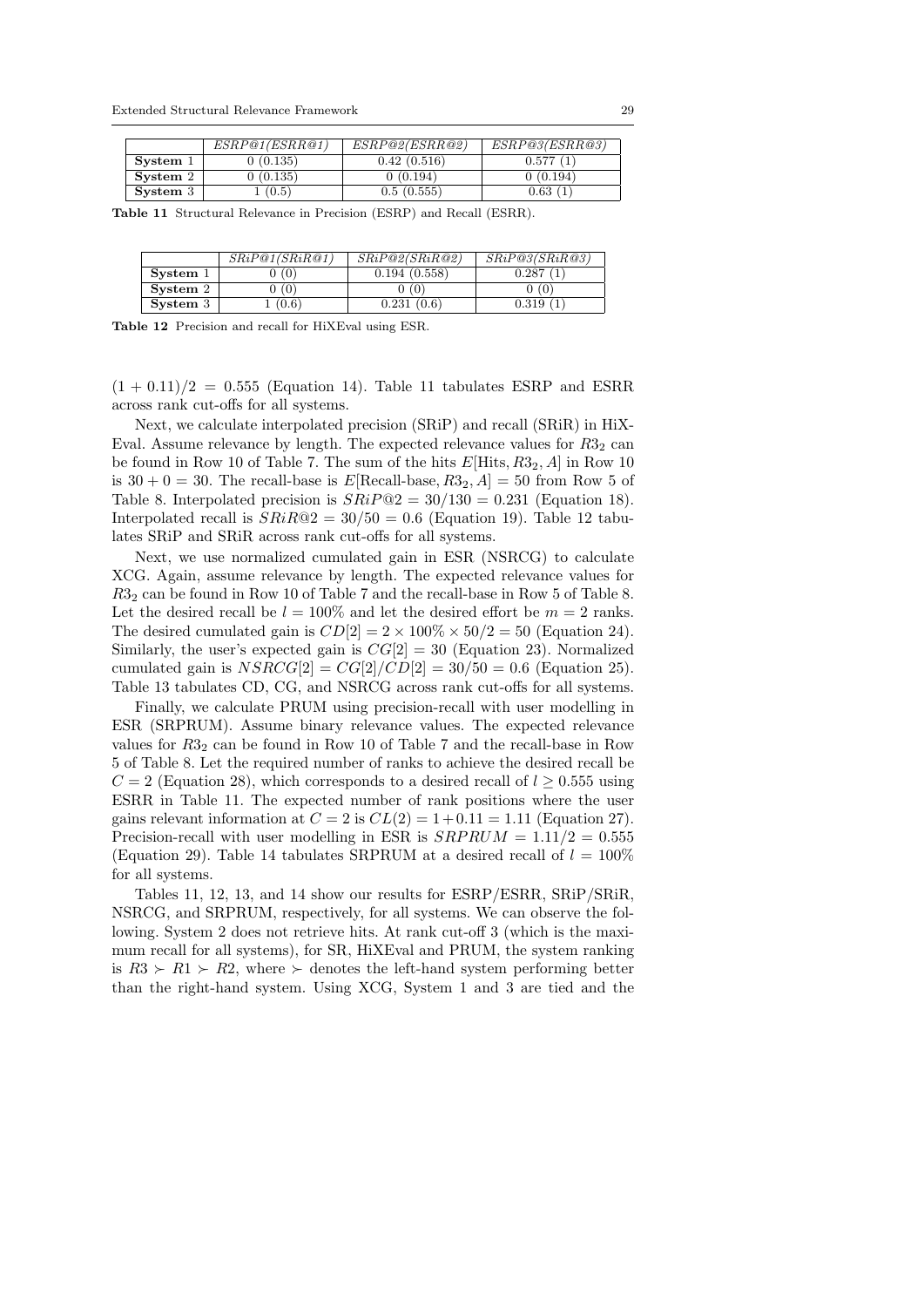|  | *ESRP@1(ESRR@1)* | *ESRP@2(ESRR@2)* | *ESRP@3(ESRR@3)* |
|---|---|---|---|
| **System** 1 | 0 (0.135) | 0.42 (0.516) | 0.577 (1) |
| **System** 2 | 0 (0.135) | 0 (0.194) | 0 (0.194) |
| **System** 3 | 1 (0.5) | 0.5 (0.555) | 0.63 (1) |

**Table 11** Structural Relevance in Precision (ESRP) and Recall (ESRR).

|  | *SRiP@1(SRiR@1)* | *SRiP@2(SRiR@2)* | *SRiP@3(SRiR@3)* |
|---|---|---|---|
| **System** 1 | 0 (0) | 0.194 (0.558) | 0.287 (1) |
| **System** 2 | 0 (0) | 0 (0) | 0 (0) |
| **System** 3 | 1 (0.6) | 0.231 (0.6) | 0.319 (1) |

**Table 12** Precision and recall for HiXEval using ESR.

$(1 + 0.11)/2 = 0.555$ (Equation 14). Table 11 tabulates ESRP and ESRR across rank cut-offs for all systems.

Next, we calculate interpolated precision (SRiP) and recall (SRiR) in HiXEval. Assume relevance by length. The expected relevance values for $R3_2$ can be found in Row 10 of Table 7. The sum of the hits $E[\text{Hits}, R3_2, A]$ in Row 10 is $30 + 0 = 30$. The recall-base is $E[\text{Recall-base}, R3_2, A] = 50$ from Row 5 of Table 8. Interpolated precision is $SRiP@2 = 30/130 = 0.231$ (Equation 18). Interpolated recall is $SRiR@2 = 30/50 = 0.6$ (Equation 19). Table 12 tabulates SRiP and SRiR across rank cut-offs for all systems.

Next, we use normalized cumulated gain in ESR (NSRCG) to calculate XCG. Again, assume relevance by length. The expected relevance values for $R3_2$ can be found in Row 10 of Table 7 and the recall-base in Row 5 of Table 8. Let the desired recall be $l = 100\%$ and let the desired effort be $m = 2$ ranks. The desired cumulated gain is $CD[2] = 2 \times 100\% \times 50/2 = 50$ (Equation 24). Similarly, the user's expected gain is $CG[2] = 30$ (Equation 23). Normalized cumulated gain is $NSRCG[2] = CG[2]/CD[2] = 30/50 = 0.6$ (Equation 25). Table 13 tabulates CD, CG, and NSRCG across rank cut-offs for all systems.

Finally, we calculate PRUM using precision-recall with user modelling in ESR (SRPRUM). Assume binary relevance values. The expected relevance values for $R3_2$ can be found in Row 10 of Table 7 and the recall-base in Row 5 of Table 8. Let the required number of ranks to achieve the desired recall be $C = 2$ (Equation 28), which corresponds to a desired recall of $l \geq 0.555$ using ESRR in Table 11. The expected number of rank positions where the user gains relevant information at $C = 2$ is $CL(2) = 1 + 0.11 = 1.11$ (Equation 27). Precision-recall with user modelling in ESR is $SRPRUM = 1.11/2 = 0.555$ (Equation 29). Table 14 tabulates SRPRUM at a desired recall of $l = 100\%$ for all systems.

Tables 11, 12, 13, and 14 show our results for ESRP/ESRR, SRiP/SRiR, NSRCG, and SRPRUM, respectively, for all systems. We can observe the following. System 2 does not retrieve hits. At rank cut-off 3 (which is the maximum recall for all systems), for SR, HiXEval and PRUM, the system ranking is $R3 \succ R1 \succ R2$, where $\succ$ denotes the left-hand system performing better than the right-hand system. Using XCG, System 1 and 3 are tied and the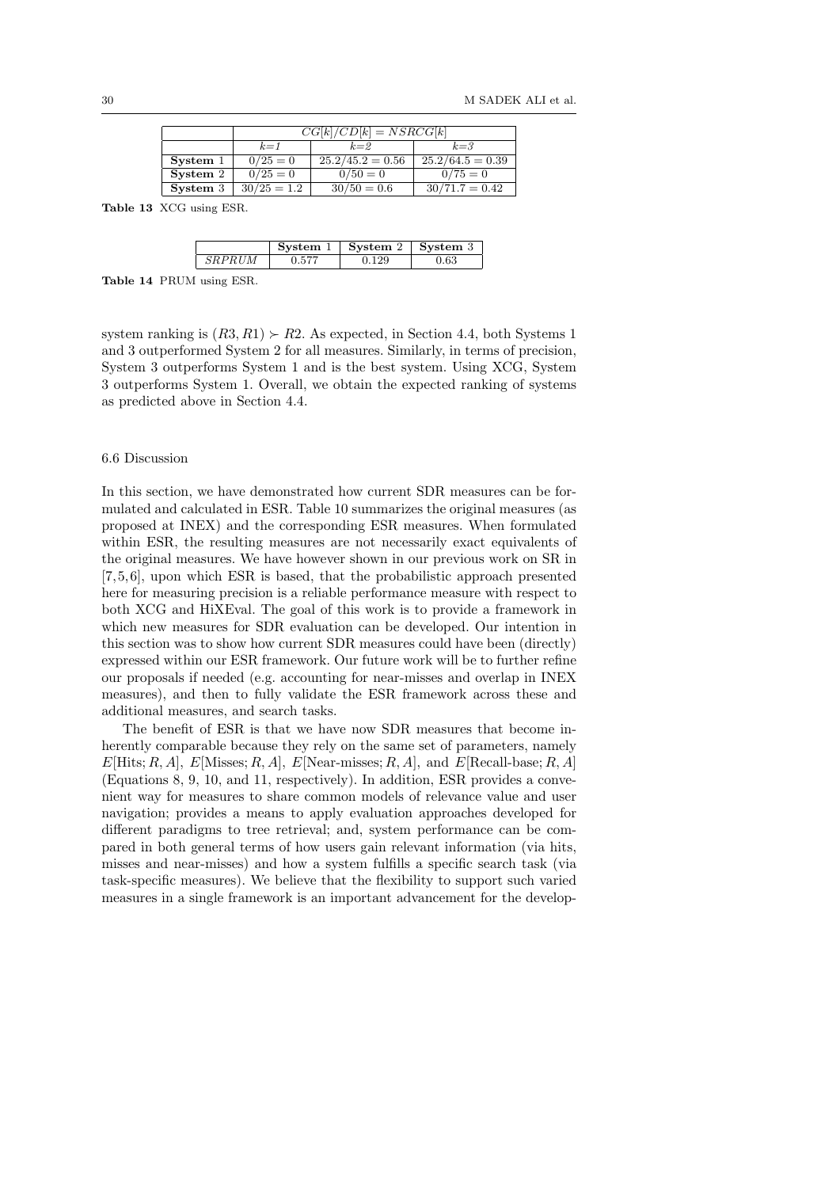| | $CG[k]/CD[k] = NSRCG[k]$ | | |
|---|---|---|---|
| | $k$=1 | $k$=2 | $k$=3 |
| **System** 1 | $0/25 = 0$ | $25.2/45.2 = 0.56$ | $25.2/64.5 = 0.39$ |
| **System** 2 | $0/25 = 0$ | $0/50 = 0$ | $0/75 = 0$ |
| **System** 3 | $30/25 = 1.2$ | $30/50 = 0.6$ | $30/71.7 = 0.42$ |

**Table 13** XCG using ESR.

| | **System** 1 | **System** 2 | **System** 3 |
|---|---|---|---|
| *SRPRUM* | 0.577 | 0.129 | 0.63 |

**Table 14** PRUM using ESR.

system ranking is $(R3, R1) \succ R2$. As expected, in Section 4.4, both Systems 1 and 3 outperformed System 2 for all measures. Similarly, in terms of precision, System 3 outperforms System 1 and is the best system. Using XCG, System 3 outperforms System 1. Overall, we obtain the expected ranking of systems as predicted above in Section 4.4.

### 6.6 Discussion

In this section, we have demonstrated how current SDR measures can be formulated and calculated in ESR. Table 10 summarizes the original measures (as proposed at INEX) and the corresponding ESR measures. When formulated within ESR, the resulting measures are not necessarily exact equivalents of the original measures. We have however shown in our previous work on SR in [7,5,6], upon which ESR is based, that the probabilistic approach presented here for measuring precision is a reliable performance measure with respect to both XCG and HiXEval. The goal of this work is to provide a framework in which new measures for SDR evaluation can be developed. Our intention in this section was to show how current SDR measures could have been (directly) expressed within our ESR framework. Our future work will be to further refine our proposals if needed (e.g. accounting for near-misses and overlap in INEX measures), and then to fully validate the ESR framework across these and additional measures, and search tasks.

The benefit of ESR is that we have now SDR measures that become inherently comparable because they rely on the same set of parameters, namely $E[\text{Hits}; R, A]$, $E[\text{Misses}; R, A]$, $E[\text{Near-misses}; R, A]$, and $E[\text{Recall-base}; R, A]$ (Equations 8, 9, 10, and 11, respectively). In addition, ESR provides a convenient way for measures to share common models of relevance value and user navigation; provides a means to apply evaluation approaches developed for different paradigms to tree retrieval; and, system performance can be compared in both general terms of how users gain relevant information (via hits, misses and near-misses) and how a system fulfills a specific search task (via task-specific measures). We believe that the flexibility to support such varied measures in a single framework is an important advancement for the develop-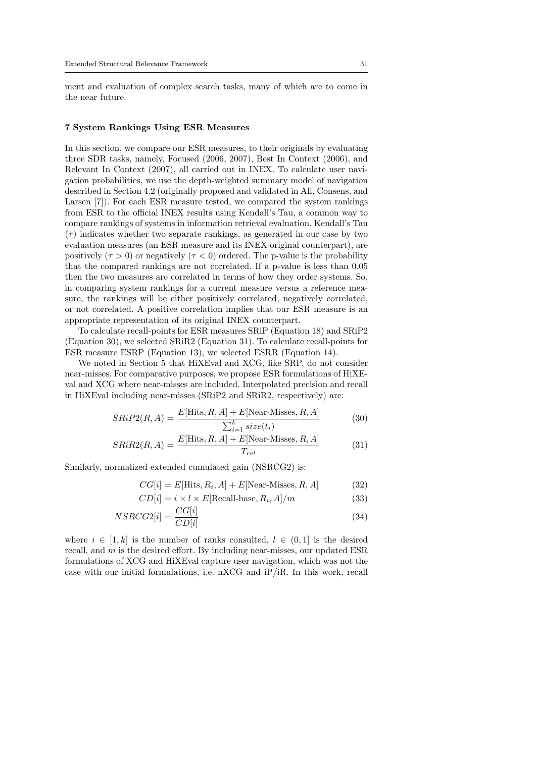ment and evaluation of complex search tasks, many of which are to come in the near future.

## 7 System Rankings Using ESR Measures

In this section, we compare our ESR measures, to their originals by evaluating three SDR tasks, namely, Focused (2006, 2007), Best In Context (2006), and Relevant In Context (2007), all carried out in INEX. To calculate user navigation probabilities, we use the depth-weighted summary model of navigation described in Section 4.2 (originally proposed and validated in Ali, Consens, and Larsen [7]). For each ESR measure tested, we compared the system rankings from ESR to the official INEX results using Kendall's Tau, a common way to compare rankings of systems in information retrieval evaluation. Kendall's Tau ($\tau$) indicates whether two separate rankings, as generated in our case by two evaluation measures (an ESR measure and its INEX original counterpart), are positively ($\tau > 0$) or negatively ($\tau < 0$) ordered. The p-value is the probability that the compared rankings are not correlated. If a p-value is less than 0.05 then the two measures are correlated in terms of how they order systems. So, in comparing system rankings for a current measure versus a reference measure, the rankings will be either positively correlated, negatively correlated, or not correlated. A positive correlation implies that our ESR measure is an appropriate representation of its original INEX counterpart.

To calculate recall-points for ESR measures SRiP (Equation 18) and SRiP2 (Equation 30), we selected SRiR2 (Equation 31). To calculate recall-points for ESR measure ESRP (Equation 13), we selected ESRR (Equation 14).

We noted in Section 5 that HiXEval and XCG, like SRP, do not consider near-misses. For comparative purposes, we propose ESR formulations of HiXEval and XCG where near-misses are included. Interpolated precision and recall in HiXEval including near-misses (SRiP2 and SRiR2, respectively) are:

$$SRiP2(R,A) = \frac{E[\text{Hits}, R, A] + E[\text{Near-Misses}, R, A]}{\sum_{i=1}^{k} size(t_i)} \tag{30}$$

$$SRiR2(R,A) = \frac{E[\text{Hits}, R, A] + E[\text{Near-Misses}, R, A]}{T_{rel}} \tag{31}$$

Similarly, normalized extended cumulated gain (NSRCG2) is:

$$CG[i] = E[\text{Hits}, R_i, A] + E[\text{Near-Misses}, R, A] \tag{32}$$

$$CD[i] = i \times l \times E[\text{Recall-base}, R_i, A]/m \tag{33}$$

$$NSRCG2[i] = \frac{CG[i]}{CD[i]} \tag{34}$$

where $i \in [1, k]$ is the number of ranks consulted, $l \in (0, 1]$ is the desired recall, and $m$ is the desired effort. By including near-misses, our updated ESR formulations of XCG and HiXEval capture user navigation, which was not the case with our initial formulations, i.e. nXCG and iP/iR. In this work, recall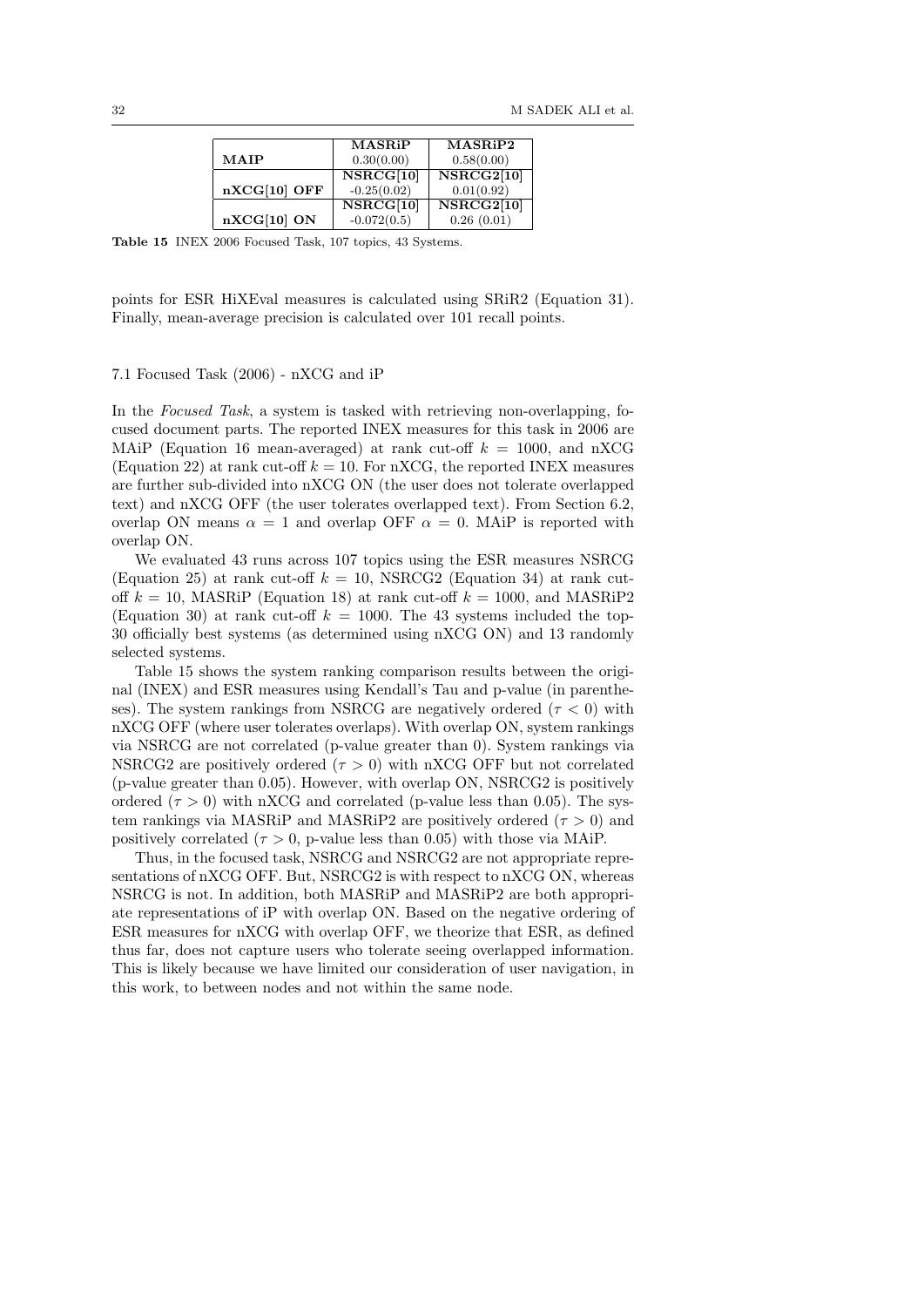| | MASRiP | MASRiP2 |
|---|---|---|
| MAIP | 0.30(0.00) | 0.58(0.00) |
| | NSRCG[10] | NSRCG2[10] |
| nXCG[10] OFF | -0.25(0.02) | 0.01(0.92) |
| | NSRCG[10] | NSRCG2[10] |
| nXCG[10] ON | -0.072(0.5) | 0.26 (0.01) |

**Table 15** INEX 2006 Focused Task, 107 topics, 43 Systems.

points for ESR HiXEval measures is calculated using SRiR2 (Equation 31). Finally, mean-average precision is calculated over 101 recall points.

### 7.1 Focused Task (2006) - nXCG and iP

In the *Focused Task*, a system is tasked with retrieving non-overlapping, focused document parts. The reported INEX measures for this task in 2006 are MAiP (Equation 16 mean-averaged) at rank cut-off $k = 1000$, and nXCG (Equation 22) at rank cut-off $k = 10$. For nXCG, the reported INEX measures are further sub-divided into nXCG ON (the user does not tolerate overlapped text) and nXCG OFF (the user tolerates overlapped text). From Section 6.2, overlap ON means $\alpha = 1$ and overlap OFF $\alpha = 0$. MAiP is reported with overlap ON.

We evaluated 43 runs across 107 topics using the ESR measures NSRCG (Equation 25) at rank cut-off $k = 10$, NSRCG2 (Equation 34) at rank cut-off $k = 10$, MASRiP (Equation 18) at rank cut-off $k = 1000$, and MASRiP2 (Equation 30) at rank cut-off $k = 1000$. The 43 systems included the top-30 officially best systems (as determined using nXCG ON) and 13 randomly selected systems.

Table 15 shows the system ranking comparison results between the original (INEX) and ESR measures using Kendall's Tau and p-value (in parentheses). The system rankings from NSRCG are negatively ordered ($\tau < 0$) with nXCG OFF (where user tolerates overlaps). With overlap ON, system rankings via NSRCG are not correlated (p-value greater than 0). System rankings via NSRCG2 are positively ordered ($\tau > 0$) with nXCG OFF but not correlated (p-value greater than 0.05). However, with overlap ON, NSRCG2 is positively ordered ($\tau > 0$) with nXCG and correlated (p-value less than 0.05). The system rankings via MASRiP and MASRiP2 are positively ordered ($\tau > 0$) and positively correlated ($\tau > 0$, p-value less than 0.05) with those via MAiP.

Thus, in the focused task, NSRCG and NSRCG2 are not appropriate representations of nXCG OFF. But, NSRCG2 is with respect to nXCG ON, whereas NSRCG is not. In addition, both MASRiP and MASRiP2 are both appropriate representations of iP with overlap ON. Based on the negative ordering of ESR measures for nXCG with overlap OFF, we theorize that ESR, as defined thus far, does not capture users who tolerate seeing overlapped information. This is likely because we have limited our consideration of user navigation, in this work, to between nodes and not within the same node.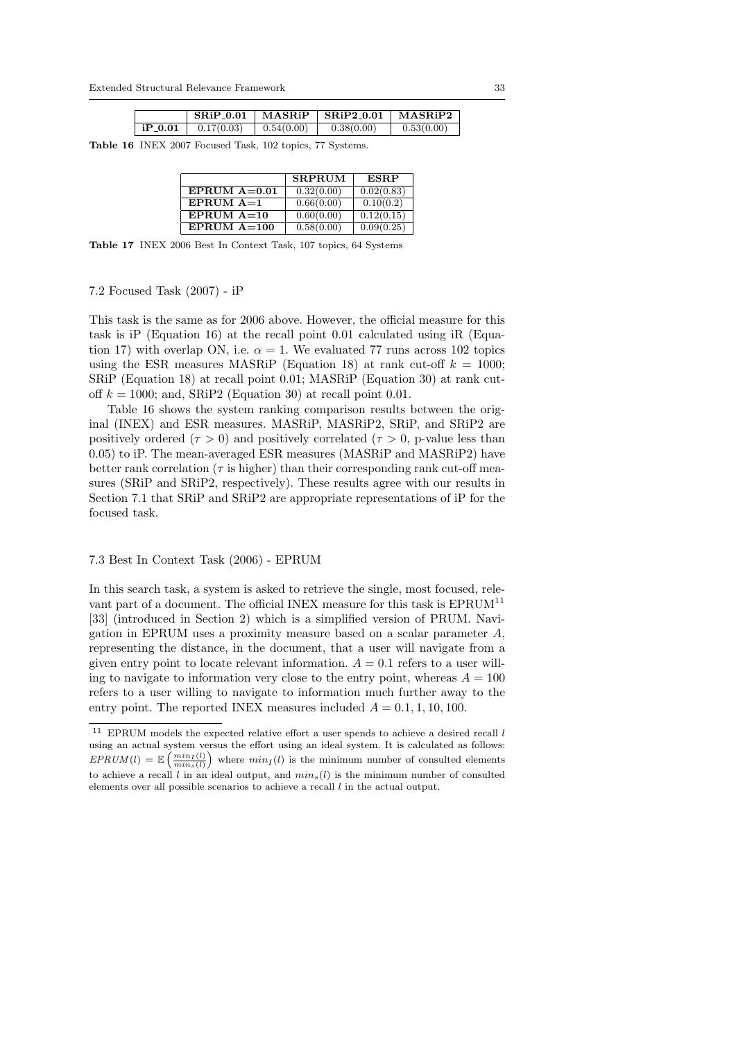| | SRiP_0.01 | MASRiP | SRiP2_0.01 | MASRiP2 |
|---|---|---|---|---|
| **iP_0.01** | 0.17(0.03) | 0.54(0.00) | 0.38(0.00) | 0.53(0.00) |

**Table 16** INEX 2007 Focused Task, 102 topics, 77 Systems.

| | SRPRUM | ESRP |
|---|---|---|
| **EPRUM A=0.01** | 0.32(0.00) | 0.02(0.83) |
| **EPRUM A=1** | 0.66(0.00) | 0.10(0.2) |
| **EPRUM A=10** | 0.60(0.00) | 0.12(0.15) |
| **EPRUM A=100** | 0.58(0.00) | 0.09(0.25) |

**Table 17** INEX 2006 Best In Context Task, 107 topics, 64 Systems

### 7.2 Focused Task (2007) - iP

This task is the same as for 2006 above. However, the official measure for this task is iP (Equation 16) at the recall point 0.01 calculated using iR (Equation 17) with overlap ON, i.e. $\alpha = 1$. We evaluated 77 runs across 102 topics using the ESR measures MASRiP (Equation 18) at rank cut-off $k = 1000$; SRiP (Equation 18) at recall point 0.01; MASRiP (Equation 30) at rank cut-off $k = 1000$; and, SRiP2 (Equation 30) at recall point 0.01.

Table 16 shows the system ranking comparison results between the original (INEX) and ESR measures. MASRiP, MASRiP2, SRiP, and SRiP2 are positively ordered ($\tau > 0$) and positively correlated ($\tau > 0$, p-value less than 0.05) to iP. The mean-averaged ESR measures (MASRiP and MASRiP2) have better rank correlation ($\tau$ is higher) than their corresponding rank cut-off measures (SRiP and SRiP2, respectively). These results agree with our results in Section 7.1 that SRiP and SRiP2 are appropriate representations of iP for the focused task.

### 7.3 Best In Context Task (2006) - EPRUM

In this search task, a system is asked to retrieve the single, most focused, relevant part of a document. The official INEX measure for this task is EPRUM[11] [33] (introduced in Section 2) which is a simplified version of PRUM. Navigation in EPRUM uses a proximity measure based on a scalar parameter $A$, representing the distance, in the document, that a user will navigate from a given entry point to locate relevant information. $A = 0.1$ refers to a user willing to navigate to information very close to the entry point, whereas $A = 100$ refers to a user willing to navigate to information much further away to the entry point. The reported INEX measures included $A = 0.1, 1, 10, 100$.

[11] EPRUM models the expected relative effort a user spends to achieve a desired recall $l$ using an actual system versus the effort using an ideal system. It is calculated as follows: $EPRUM(l) = \mathbb{E}\left(\frac{min_I(l)}{min_s(l)}\right)$ where $min_I(l)$ is the minimum number of consulted elements to achieve a recall $l$ in an ideal output, and $min_s(l)$ is the minimum number of consulted elements over all possible scenarios to achieve a recall $l$ in the actual output.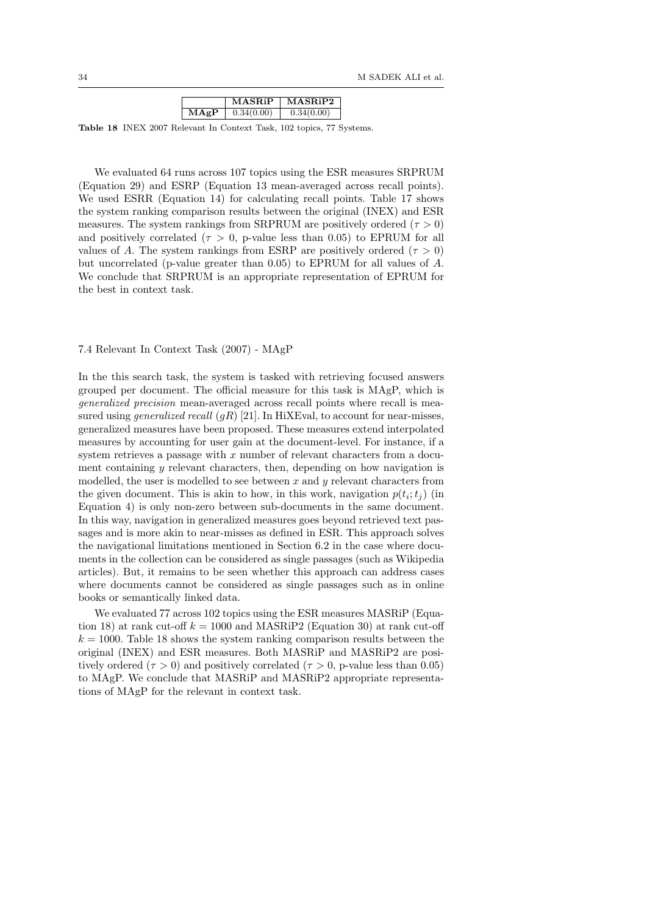|  | **MASRiP** | **MASRiP2** |
| --- | --- | --- |
| **MAgP** | 0.34(0.00) | 0.34(0.00) |

**Table 18** INEX 2007 Relevant In Context Task, 102 topics, 77 Systems.

We evaluated 64 runs across 107 topics using the ESR measures SRPRUM (Equation 29) and ESRP (Equation 13 mean-averaged across recall points). We used ESRR (Equation 14) for calculating recall points. Table 17 shows the system ranking comparison results between the original (INEX) and ESR measures. The system rankings from SRPRUM are positively ordered ($\tau > 0$) and positively correlated ($\tau > 0$, p-value less than 0.05) to EPRUM for all values of $A$. The system rankings from ESRP are positively ordered ($\tau > 0$) but uncorrelated (p-value greater than 0.05) to EPRUM for all values of $A$. We conclude that SRPRUM is an appropriate representation of EPRUM for the best in context task.

### 7.4 Relevant In Context Task (2007) - MAgP

In the this search task, the system is tasked with retrieving focused answers grouped per document. The official measure for this task is MAgP, which is *generalized precision* mean-averaged across recall points where recall is measured using *generalized recall* ($gR$) [21]. In HiXEval, to account for near-misses, generalized measures have been proposed. These measures extend interpolated measures by accounting for user gain at the document-level. For instance, if a system retrieves a passage with $x$ number of relevant characters from a document containing $y$ relevant characters, then, depending on how navigation is modelled, the user is modelled to see between $x$ and $y$ relevant characters from the given document. This is akin to how, in this work, navigation $p(t_i; t_j)$ (in Equation 4) is only non-zero between sub-documents in the same document. In this way, navigation in generalized measures goes beyond retrieved text passages and is more akin to near-misses as defined in ESR. This approach solves the navigational limitations mentioned in Section 6.2 in the case where documents in the collection can be considered as single passages (such as Wikipedia articles). But, it remains to be seen whether this approach can address cases where documents cannot be considered as single passages such as in online books or semantically linked data.

We evaluated 77 across 102 topics using the ESR measures MASRiP (Equation 18) at rank cut-off $k = 1000$ and MASRiP2 (Equation 30) at rank cut-off $k = 1000$. Table 18 shows the system ranking comparison results between the original (INEX) and ESR measures. Both MASRiP and MASRiP2 are positively ordered ($\tau > 0$) and positively correlated ($\tau > 0$, p-value less than 0.05) to MAgP. We conclude that MASRiP and MASRiP2 appropriate representations of MAgP for the relevant in context task.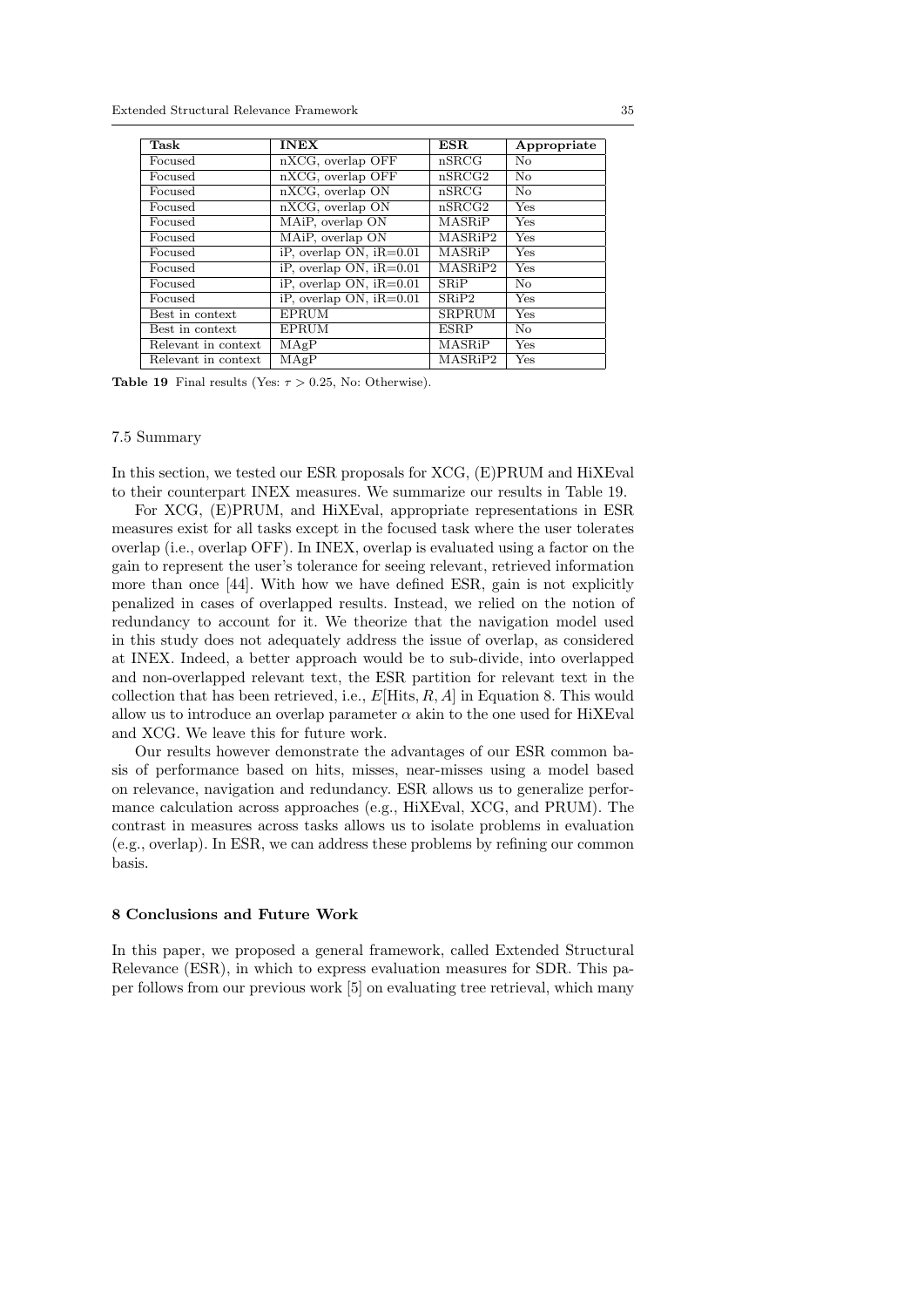| **Task** | **INEX** | **ESR** | **Appropriate** |
| --- | --- | --- | --- |
| Focused | nXCG, overlap OFF | nSRCG | No |
| Focused | nXCG, overlap OFF | nSRCG2 | No |
| Focused | nXCG, overlap ON | nSRCG | No |
| Focused | nXCG, overlap ON | nSRCG2 | Yes |
| Focused | MAiP, overlap ON | MASRiP | Yes |
| Focused | MAiP, overlap ON | MASRiP2 | Yes |
| Focused | iP, overlap ON, iR=0.01 | MASRiP | Yes |
| Focused | iP, overlap ON, iR=0.01 | MASRiP2 | Yes |
| Focused | iP, overlap ON, iR=0.01 | SRiP | No |
| Focused | iP, overlap ON, iR=0.01 | SRiP2 | Yes |
| Best in context | EPRUM | SRPRUM | Yes |
| Best in context | EPRUM | ESRP | No |
| Relevant in context | MAgP | MASRiP | Yes |
| Relevant in context | MAgP | MASRiP2 | Yes |

**Table 19** Final results (Yes: $\tau > 0.25$, No: Otherwise).

### 7.5 Summary

In this section, we tested our ESR proposals for XCG, (E)PRUM and HiXEval to their counterpart INEX measures. We summarize our results in Table 19.

For XCG, (E)PRUM, and HiXEval, appropriate representations in ESR measures exist for all tasks except in the focused task where the user tolerates overlap (i.e., overlap OFF). In INEX, overlap is evaluated using a factor on the gain to represent the user's tolerance for seeing relevant, retrieved information more than once [44]. With how we have defined ESR, gain is not explicitly penalized in cases of overlapped results. Instead, we relied on the notion of redundancy to account for it. We theorize that the navigation model used in this study does not adequately address the issue of overlap, as considered at INEX. Indeed, a better approach would be to sub-divide, into overlapped and non-overlapped relevant text, the ESR partition for relevant text in the collection that has been retrieved, i.e., $E[\text{Hits}, R, A]$ in Equation 8. This would allow us to introduce an overlap parameter $\alpha$ akin to the one used for HiXEval and XCG. We leave this for future work.

Our results however demonstrate the advantages of our ESR common basis of performance based on hits, misses, near-misses using a model based on relevance, navigation and redundancy. ESR allows us to generalize performance calculation across approaches (e.g., HiXEval, XCG, and PRUM). The contrast in measures across tasks allows us to isolate problems in evaluation (e.g., overlap). In ESR, we can address these problems by refining our common basis.

## 8 Conclusions and Future Work

In this paper, we proposed a general framework, called Extended Structural Relevance (ESR), in which to express evaluation measures for SDR. This paper follows from our previous work [5] on evaluating tree retrieval, which many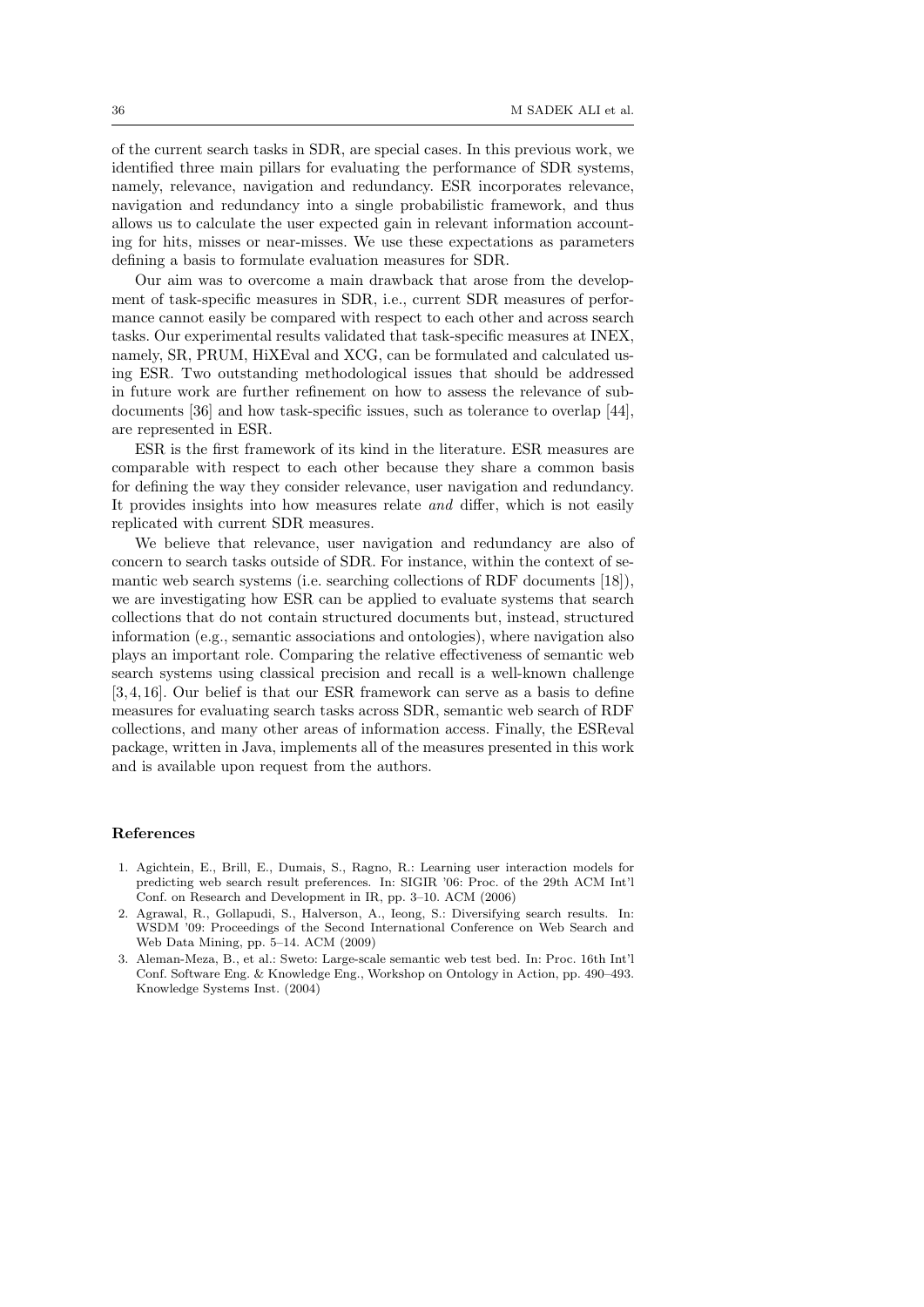of the current search tasks in SDR, are special cases. In this previous work, we identified three main pillars for evaluating the performance of SDR systems, namely, relevance, navigation and redundancy. ESR incorporates relevance, navigation and redundancy into a single probabilistic framework, and thus allows us to calculate the user expected gain in relevant information accounting for hits, misses or near-misses. We use these expectations as parameters defining a basis to formulate evaluation measures for SDR.

Our aim was to overcome a main drawback that arose from the development of task-specific measures in SDR, i.e., current SDR measures of performance cannot easily be compared with respect to each other and across search tasks. Our experimental results validated that task-specific measures at INEX, namely, SR, PRUM, HiXEval and XCG, can be formulated and calculated using ESR. Two outstanding methodological issues that should be addressed in future work are further refinement on how to assess the relevance of subdocuments [36] and how task-specific issues, such as tolerance to overlap [44], are represented in ESR.

ESR is the first framework of its kind in the literature. ESR measures are comparable with respect to each other because they share a common basis for defining the way they consider relevance, user navigation and redundancy. It provides insights into how measures relate *and* differ, which is not easily replicated with current SDR measures.

We believe that relevance, user navigation and redundancy are also of concern to search tasks outside of SDR. For instance, within the context of semantic web search systems (i.e. searching collections of RDF documents [18]), we are investigating how ESR can be applied to evaluate systems that search collections that do not contain structured documents but, instead, structured information (e.g., semantic associations and ontologies), where navigation also plays an important role. Comparing the relative effectiveness of semantic web search systems using classical precision and recall is a well-known challenge [3,4,16]. Our belief is that our ESR framework can serve as a basis to define measures for evaluating search tasks across SDR, semantic web search of RDF collections, and many other areas of information access. Finally, the ESReval package, written in Java, implements all of the measures presented in this work and is available upon request from the authors.

## References

1. Agichtein, E., Brill, E., Dumais, S., Ragno, R.: Learning user interaction models for predicting web search result preferences. In: SIGIR '06: Proc. of the 29th ACM Int'l Conf. on Research and Development in IR, pp. 3–10. ACM (2006)
2. Agrawal, R., Gollapudi, S., Halverson, A., Ieong, S.: Diversifying search results. In: WSDM '09: Proceedings of the Second International Conference on Web Search and Web Data Mining, pp. 5–14. ACM (2009)
3. Aleman-Meza, B., et al.: Sweto: Large-scale semantic web test bed. In: Proc. 16th Int'l Conf. Software Eng. & Knowledge Eng., Workshop on Ontology in Action, pp. 490–493. Knowledge Systems Inst. (2004)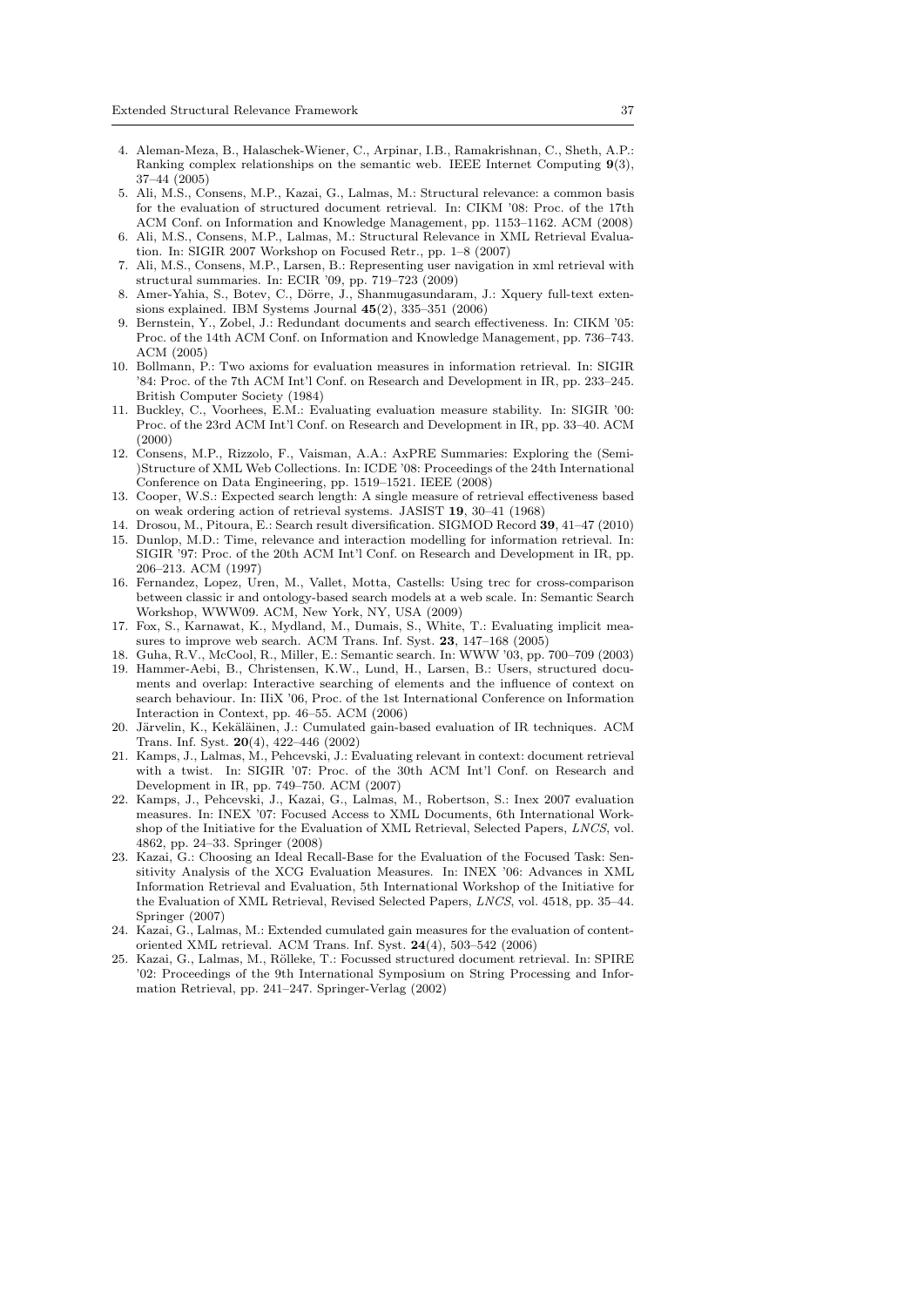4. Aleman-Meza, B., Halaschek-Wiener, C., Arpinar, I.B., Ramakrishnan, C., Sheth, A.P.: Ranking complex relationships on the semantic web. IEEE Internet Computing **9**(3), 37–44 (2005)
5. Ali, M.S., Consens, M.P., Kazai, G., Lalmas, M.: Structural relevance: a common basis for the evaluation of structured document retrieval. In: CIKM '08: Proc. of the 17th ACM Conf. on Information and Knowledge Management, pp. 1153–1162. ACM (2008)
6. Ali, M.S., Consens, M.P., Lalmas, M.: Structural Relevance in XML Retrieval Evaluation. In: SIGIR 2007 Workshop on Focused Retr., pp. 1–8 (2007)
7. Ali, M.S., Consens, M.P., Larsen, B.: Representing user navigation in xml retrieval with structural summaries. In: ECIR '09, pp. 719–723 (2009)
8. Amer-Yahia, S., Botev, C., Dörre, J., Shanmugasundaram, J.: Xquery full-text extensions explained. IBM Systems Journal **45**(2), 335–351 (2006)
9. Bernstein, Y., Zobel, J.: Redundant documents and search effectiveness. In: CIKM '05: Proc. of the 14th ACM Conf. on Information and Knowledge Management, pp. 736–743. ACM (2005)
10. Bollmann, P.: Two axioms for evaluation measures in information retrieval. In: SIGIR '84: Proc. of the 7th ACM Int'l Conf. on Research and Development in IR, pp. 233–245. British Computer Society (1984)
11. Buckley, C., Voorhees, E.M.: Evaluating evaluation measure stability. In: SIGIR '00: Proc. of the 23rd ACM Int'l Conf. on Research and Development in IR, pp. 33–40. ACM (2000)
12. Consens, M.P., Rizzolo, F., Vaisman, A.A.: AxPRE Summaries: Exploring the (Semi-)Structure of XML Web Collections. In: ICDE '08: Proceedings of the 24th International Conference on Data Engineering, pp. 1519–1521. IEEE (2008)
13. Cooper, W.S.: Expected search length: A single measure of retrieval effectiveness based on weak ordering action of retrieval systems. JASIST **19**, 30–41 (1968)
14. Drosou, M., Pitoura, E.: Search result diversification. SIGMOD Record **39**, 41–47 (2010)
15. Dunlop, M.D.: Time, relevance and interaction modelling for information retrieval. In: SIGIR '97: Proc. of the 20th ACM Int'l Conf. on Research and Development in IR, pp. 206–213. ACM (1997)
16. Fernandez, Lopez, Uren, M., Vallet, Motta, Castells: Using trec for cross-comparison between classic ir and ontology-based search models at a web scale. In: Semantic Search Workshop, WWW09. ACM, New York, NY, USA (2009)
17. Fox, S., Karnawat, K., Mydland, M., Dumais, S., White, T.: Evaluating implicit measures to improve web search. ACM Trans. Inf. Syst. **23**, 147–168 (2005)
18. Guha, R.V., McCool, R., Miller, E.: Semantic search. In: WWW '03, pp. 700–709 (2003)
19. Hammer-Aebi, B., Christensen, K.W., Lund, H., Larsen, B.: Users, structured documents and overlap: Interactive searching of elements and the influence of context on search behaviour. In: IIiX '06, Proc. of the 1st International Conference on Information Interaction in Context, pp. 46–55. ACM (2006)
20. Järvelin, K., Kekäläinen, J.: Cumulated gain-based evaluation of IR techniques. ACM Trans. Inf. Syst. **20**(4), 422–446 (2002)
21. Kamps, J., Lalmas, M., Pehcevski, J.: Evaluating relevant in context: document retrieval with a twist. In: SIGIR '07: Proc. of the 30th ACM Int'l Conf. on Research and Development in IR, pp. 749–750. ACM (2007)
22. Kamps, J., Pehcevski, J., Kazai, G., Lalmas, M., Robertson, S.: Inex 2007 evaluation measures. In: INEX '07: Focused Access to XML Documents, 6th International Workshop of the Initiative for the Evaluation of XML Retrieval, Selected Papers, *LNCS*, vol. 4862, pp. 24–33. Springer (2008)
23. Kazai, G.: Choosing an Ideal Recall-Base for the Evaluation of the Focused Task: Sensitivity Analysis of the XCG Evaluation Measures. In: INEX '06: Advances in XML Information Retrieval and Evaluation, 5th International Workshop of the Initiative for the Evaluation of XML Retrieval, Revised Selected Papers, *LNCS*, vol. 4518, pp. 35–44. Springer (2007)
24. Kazai, G., Lalmas, M.: Extended cumulated gain measures for the evaluation of content-oriented XML retrieval. ACM Trans. Inf. Syst. **24**(4), 503–542 (2006)
25. Kazai, G., Lalmas, M., Rölleke, T.: Focussed structured document retrieval. In: SPIRE '02: Proceedings of the 9th International Symposium on String Processing and Information Retrieval, pp. 241–247. Springer-Verlag (2002)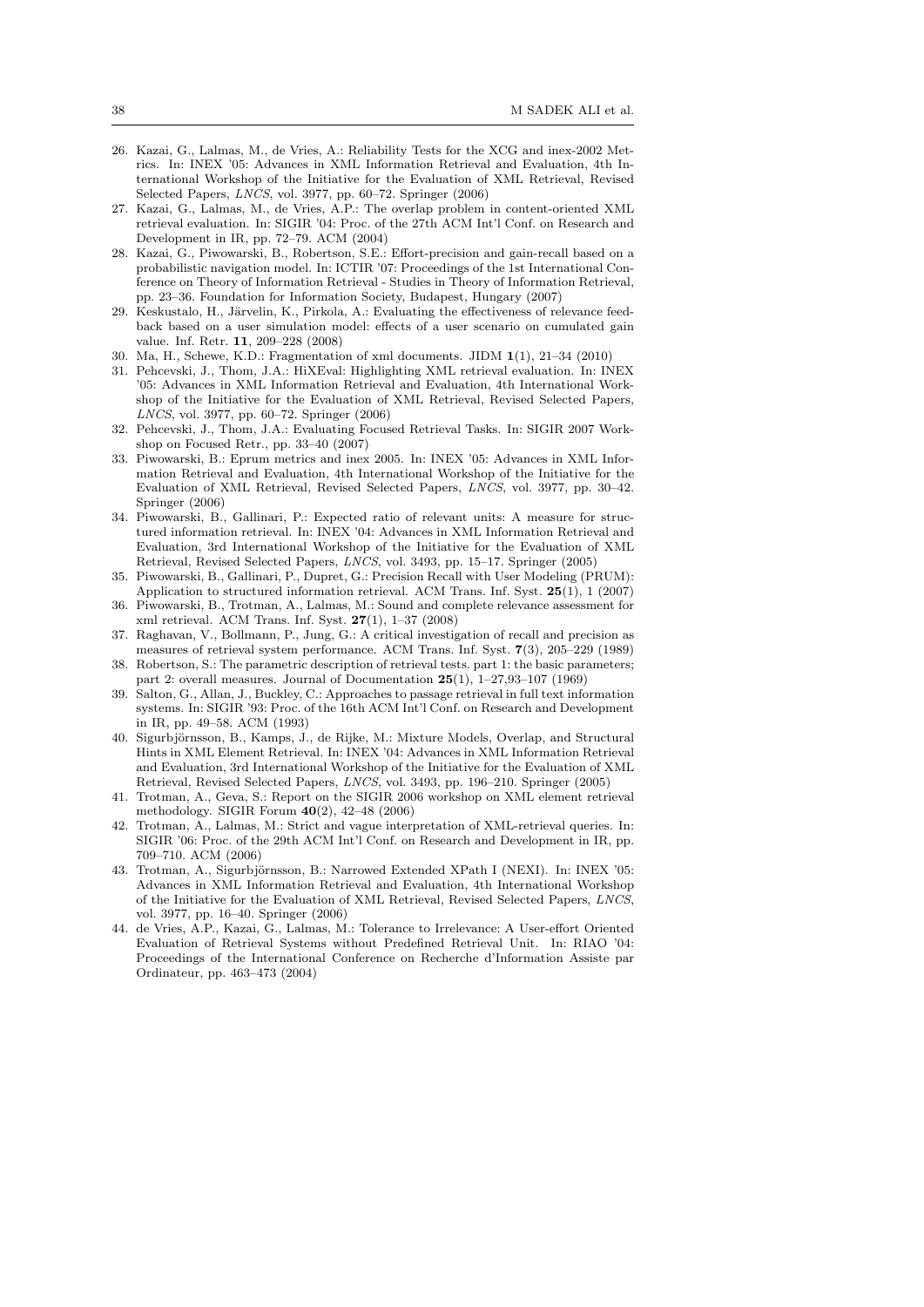26. Kazai, G., Lalmas, M., de Vries, A.: Reliability Tests for the XCG and inex-2002 Metrics. In: INEX '05: Advances in XML Information Retrieval and Evaluation, 4th International Workshop of the Initiative for the Evaluation of XML Retrieval, Revised Selected Papers, *LNCS*, vol. 3977, pp. 60–72. Springer (2006)
27. Kazai, G., Lalmas, M., de Vries, A.P.: The overlap problem in content-oriented XML retrieval evaluation. In: SIGIR '04: Proc. of the 27th ACM Int'l Conf. on Research and Development in IR, pp. 72–79. ACM (2004)
28. Kazai, G., Piwowarski, B., Robertson, S.E.: Effort-precision and gain-recall based on a probabilistic navigation model. In: ICTIR '07: Proceedings of the 1st International Conference on Theory of Information Retrieval - Studies in Theory of Information Retrieval, pp. 23–36. Foundation for Information Society, Budapest, Hungary (2007)
29. Keskustalo, H., Järvelin, K., Pirkola, A.: Evaluating the effectiveness of relevance feedback based on a user simulation model: effects of a user scenario on cumulated gain value. Inf. Retr. **11**, 209–228 (2008)
30. Ma, H., Schewe, K.D.: Fragmentation of xml documents. JIDM **1**(1), 21–34 (2010)
31. Pehcevski, J., Thom, J.A.: HiXEval: Highlighting XML retrieval evaluation. In: INEX '05: Advances in XML Information Retrieval and Evaluation, 4th International Workshop of the Initiative for the Evaluation of XML Retrieval, Revised Selected Papers, *LNCS*, vol. 3977, pp. 60–72. Springer (2006)
32. Pehcevski, J., Thom, J.A.: Evaluating Focused Retrieval Tasks. In: SIGIR 2007 Workshop on Focused Retr., pp. 33–40 (2007)
33. Piwowarski, B.: Eprum metrics and inex 2005. In: INEX '05: Advances in XML Information Retrieval and Evaluation, 4th International Workshop of the Initiative for the Evaluation of XML Retrieval, Revised Selected Papers, *LNCS*, vol. 3977, pp. 30–42. Springer (2006)
34. Piwowarski, B., Gallinari, P.: Expected ratio of relevant units: A measure for structured information retrieval. In: INEX '04: Advances in XML Information Retrieval and Evaluation, 3rd International Workshop of the Initiative for the Evaluation of XML Retrieval, Revised Selected Papers, *LNCS*, vol. 3493, pp. 15–17. Springer (2005)
35. Piwowarski, B., Gallinari, P., Dupret, G.: Precision Recall with User Modeling (PRUM): Application to structured information retrieval. ACM Trans. Inf. Syst. **25**(1), 1 (2007)
36. Piwowarski, B., Trotman, A., Lalmas, M.: Sound and complete relevance assessment for xml retrieval. ACM Trans. Inf. Syst. **27**(1), 1–37 (2008)
37. Raghavan, V., Bollmann, P., Jung, G.: A critical investigation of recall and precision as measures of retrieval system performance. ACM Trans. Inf. Syst. **7**(3), 205–229 (1989)
38. Robertson, S.: The parametric description of retrieval tests. part 1: the basic parameters; part 2: overall measures. Journal of Documentation **25**(1), 1–27,93–107 (1969)
39. Salton, G., Allan, J., Buckley, C.: Approaches to passage retrieval in full text information systems. In: SIGIR '93: Proc. of the 16th ACM Int'l Conf. on Research and Development in IR, pp. 49–58. ACM (1993)
40. Sigurbjörnsson, B., Kamps, J., de Rijke, M.: Mixture Models, Overlap, and Structural Hints in XML Element Retrieval. In: INEX '04: Advances in XML Information Retrieval and Evaluation, 3rd International Workshop of the Initiative for the Evaluation of XML Retrieval, Revised Selected Papers, *LNCS*, vol. 3493, pp. 196–210. Springer (2005)
41. Trotman, A., Geva, S.: Report on the SIGIR 2006 workshop on XML element retrieval methodology. SIGIR Forum **40**(2), 42–48 (2006)
42. Trotman, A., Lalmas, M.: Strict and vague interpretation of XML-retrieval queries. In: SIGIR '06: Proc. of the 29th ACM Int'l Conf. on Research and Development in IR, pp. 709–710. ACM (2006)
43. Trotman, A., Sigurbjörnsson, B.: Narrowed Extended XPath I (NEXI). In: INEX '05: Advances in XML Information Retrieval and Evaluation, 4th International Workshop of the Initiative for the Evaluation of XML Retrieval, Revised Selected Papers, *LNCS*, vol. 3977, pp. 16–40. Springer (2006)
44. de Vries, A.P., Kazai, G., Lalmas, M.: Tolerance to Irrelevance: A User-effort Oriented Evaluation of Retrieval Systems without Predefined Retrieval Unit. In: RIAO '04: Proceedings of the International Conference on Recherche d'Information Assiste par Ordinateur, pp. 463–473 (2004)